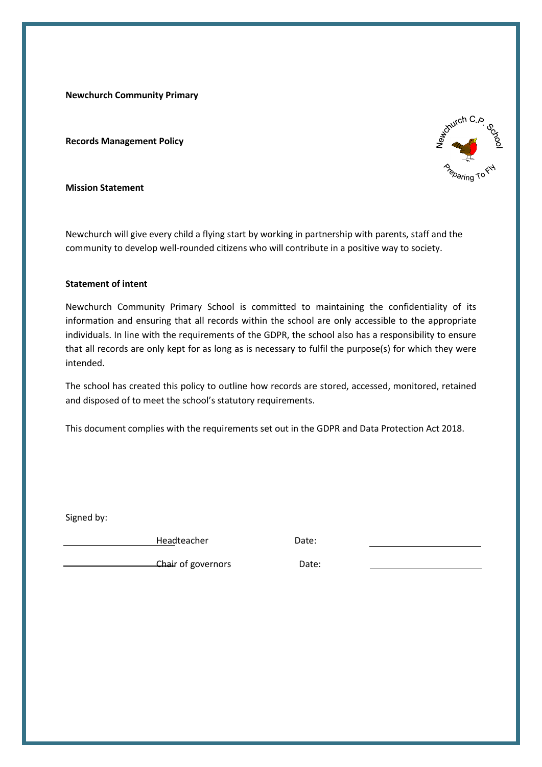**Newchurch Community Primary**

**Records Management Policy**

**Mission Statement**

Newchurch will give every child a flying start by working in partnership with parents, staff and the community to develop well-rounded citizens who will contribute in a positive way to society.

**Statement of intent**

Newchurch Community Primary School is committed to maintaining the confidentiality of its information and ensuring that all records within the school are only accessible to the appropriate individuals. In line with the requirements of the GDPR, the school also has a responsibility to ensure that all records are only kept for as long as is necessary to fulfil the purpose(s) for which they were intended.

The school has created this policy to outline how records are stored, accessed, monitored, retained and disposed of to meet the school's statutory requirements.

This document complies with the requirements set out in the GDPR and Data Protection Act 2018.

Signed by:

_____________________ Headteacher Date: _____________________

_____________________ Chair of governors Date: _____________________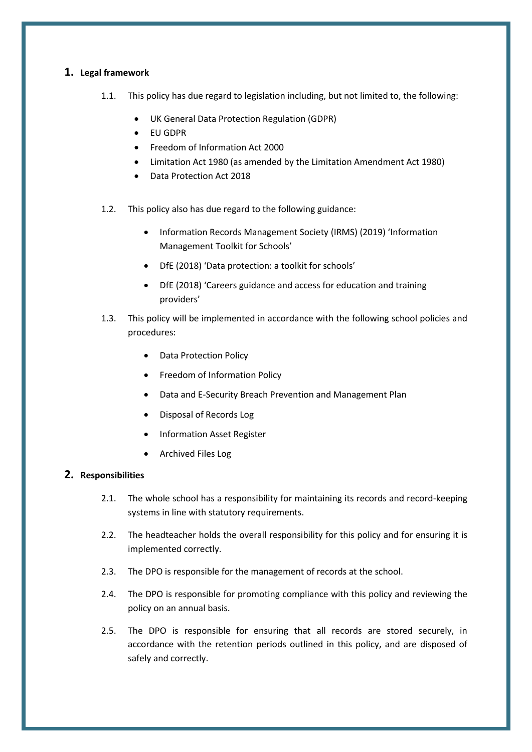## 1. Legal framework

1.1. This policy has due regard to legislation including, but not limited to, the following:

- UK General Data Protection Regulation (GDPR)
- EU GDPR
- Freedom of Information Act 2000
- Limitation Act 1980 (as amended by the Limitation Amendment Act 1980)
- Data Protection Act 2018

1.2. This policy also has due regard to the following guidance:

- Information Records Management Society (IRMS) (2019) 'Information Management Toolkit for Schools'
- DfE (2018) 'Data protection: a toolkit for schools'
- DfE (2018) 'Careers guidance and access for education and training providers'

1.3. This policy will be implemented in accordance with the following school policies and procedures:

- Data Protection Policy
- Freedom of Information Policy
- Data and E-Security Breach Prevention and Management Plan
- Disposal of Records Log
- Information Asset Register
- Archived Files Log

## 2. Responsibilities

2.1. The whole school has a responsibility for maintaining its records and record-keeping systems in line with statutory requirements.

2.2. The headteacher holds the overall responsibility for this policy and for ensuring it is implemented correctly.

2.3. The DPO is responsible for the management of records at the school.

2.4. The DPO is responsible for promoting compliance with this policy and reviewing the policy on an annual basis.

2.5. The DPO is responsible for ensuring that all records are stored securely, in accordance with the retention periods outlined in this policy, and are disposed of safely and correctly.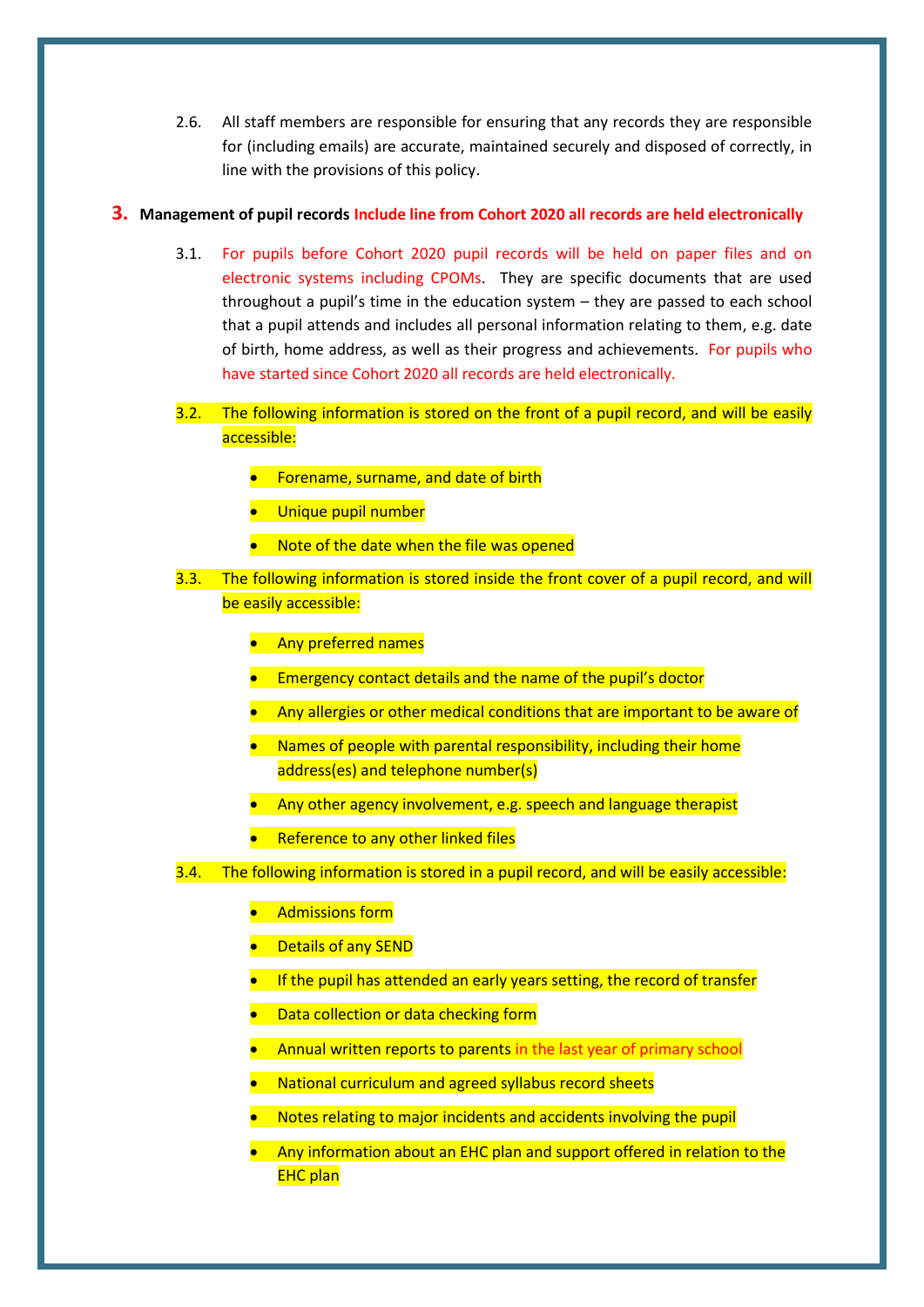2.6. All staff members are responsible for ensuring that any records they are responsible for (including emails) are accurate, maintained securely and disposed of correctly, in line with the provisions of this policy.

## 3. Management of pupil records Include line from Cohort 2020 all records are held electronically

3.1. For pupils before Cohort 2020 pupil records will be held on paper files and on electronic systems including CPOMs. They are specific documents that are used throughout a pupil's time in the education system – they are passed to each school that a pupil attends and includes all personal information relating to them, e.g. date of birth, home address, as well as their progress and achievements. For pupils who have started since Cohort 2020 all records are held electronically.

3.2. The following information is stored on the front of a pupil record, and will be easily accessible:

- Forename, surname, and date of birth
- Unique pupil number
- Note of the date when the file was opened

3.3. The following information is stored inside the front cover of a pupil record, and will be easily accessible:

- Any preferred names
- Emergency contact details and the name of the pupil's doctor
- Any allergies or other medical conditions that are important to be aware of
- Names of people with parental responsibility, including their home address(es) and telephone number(s)
- Any other agency involvement, e.g. speech and language therapist
- Reference to any other linked files

3.4. The following information is stored in a pupil record, and will be easily accessible:

- Admissions form
- Details of any SEND
- If the pupil has attended an early years setting, the record of transfer
- Data collection or data checking form
- Annual written reports to parents in the last year of primary school
- National curriculum and agreed syllabus record sheets
- Notes relating to major incidents and accidents involving the pupil
- Any information about an EHC plan and support offered in relation to the EHC plan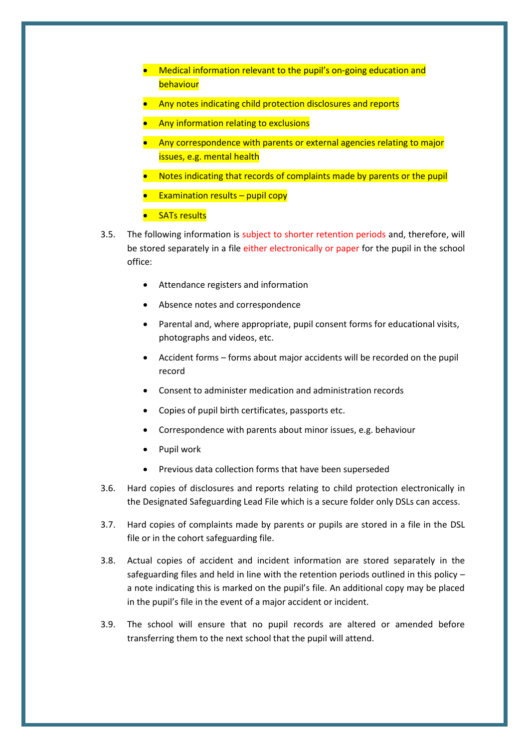- Medical information relevant to the pupil's on-going education and behaviour
- Any notes indicating child protection disclosures and reports
- Any information relating to exclusions
- Any correspondence with parents or external agencies relating to major issues, e.g. mental health
- Notes indicating that records of complaints made by parents or the pupil
- Examination results – pupil copy
- SATs results

3.5. The following information is subject to shorter retention periods and, therefore, will be stored separately in a file either electronically or paper for the pupil in the school office:

- Attendance registers and information
- Absence notes and correspondence
- Parental and, where appropriate, pupil consent forms for educational visits, photographs and videos, etc.
- Accident forms – forms about major accidents will be recorded on the pupil record
- Consent to administer medication and administration records
- Copies of pupil birth certificates, passports etc.
- Correspondence with parents about minor issues, e.g. behaviour
- Pupil work
- Previous data collection forms that have been superseded

3.6. Hard copies of disclosures and reports relating to child protection electronically in the Designated Safeguarding Lead File which is a secure folder only DSLs can access.

3.7. Hard copies of complaints made by parents or pupils are stored in a file in the DSL file or in the cohort safeguarding file.

3.8. Actual copies of accident and incident information are stored separately in the safeguarding files and held in line with the retention periods outlined in this policy – a note indicating this is marked on the pupil's file. An additional copy may be placed in the pupil's file in the event of a major accident or incident.

3.9. The school will ensure that no pupil records are altered or amended before transferring them to the next school that the pupil will attend.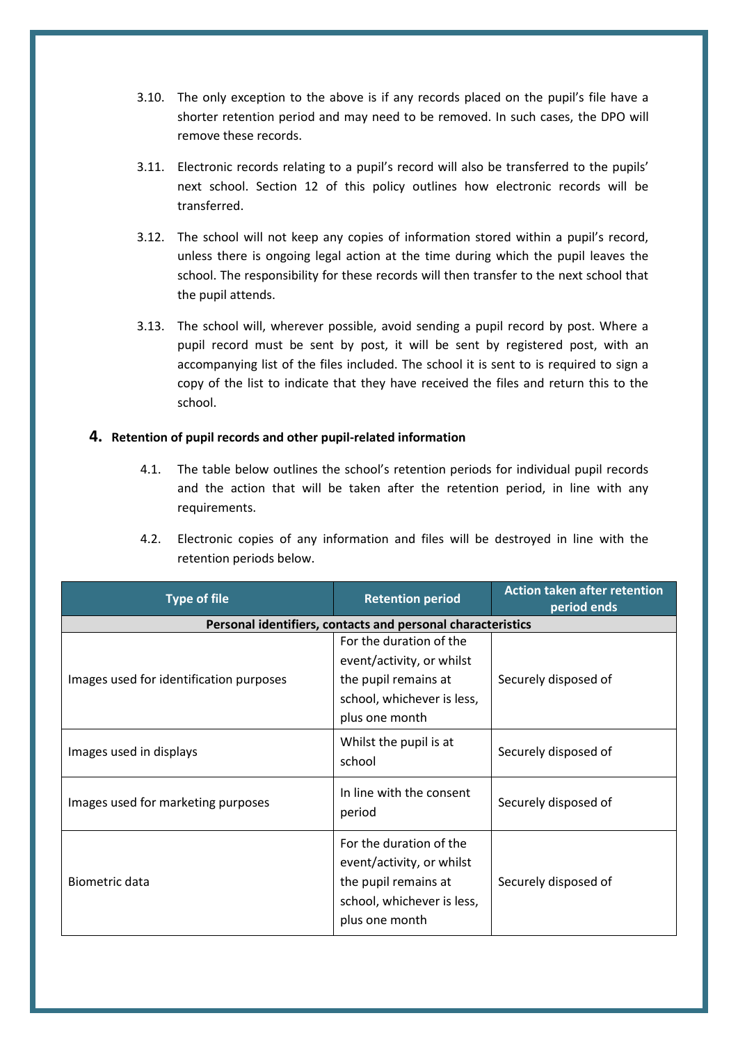3.10. The only exception to the above is if any records placed on the pupil's file have a shorter retention period and may need to be removed. In such cases, the DPO will remove these records.

3.11. Electronic records relating to a pupil's record will also be transferred to the pupils' next school. Section 12 of this policy outlines how electronic records will be transferred.

3.12. The school will not keep any copies of information stored within a pupil's record, unless there is ongoing legal action at the time during which the pupil leaves the school. The responsibility for these records will then transfer to the next school that the pupil attends.

3.13. The school will, wherever possible, avoid sending a pupil record by post. Where a pupil record must be sent by post, it will be sent by registered post, with an accompanying list of the files included. The school it is sent to is required to sign a copy of the list to indicate that they have received the files and return this to the school.

## 4. Retention of pupil records and other pupil-related information

4.1. The table below outlines the school's retention periods for individual pupil records and the action that will be taken after the retention period, in line with any requirements.

4.2. Electronic copies of any information and files will be destroyed in line with the retention periods below.

| Type of file | Retention period | Action taken after retention period ends |
|---|---|---|
| **Personal identifiers, contacts and personal characteristics** | | |
| Images used for identification purposes | For the duration of the event/activity, or whilst the pupil remains at school, whichever is less, plus one month | Securely disposed of |
| Images used in displays | Whilst the pupil is at school | Securely disposed of |
| Images used for marketing purposes | In line with the consent period | Securely disposed of |
| Biometric data | For the duration of the event/activity, or whilst the pupil remains at school, whichever is less, plus one month | Securely disposed of |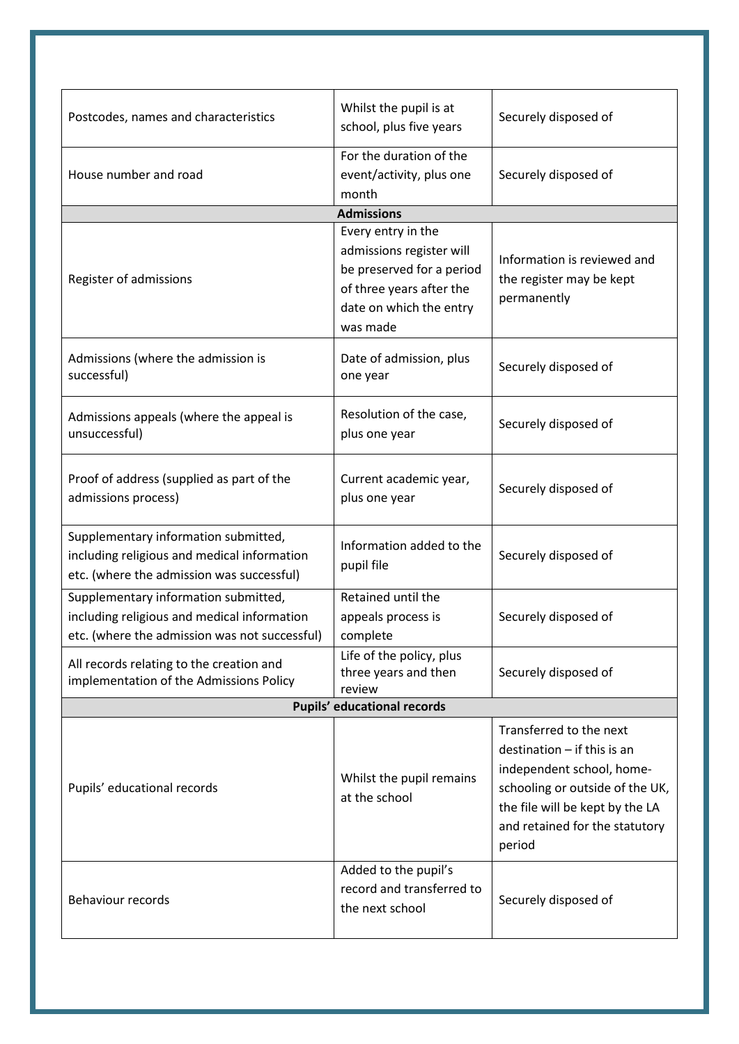| | | |
|---|---|---|
| Postcodes, names and characteristics | Whilst the pupil is at school, plus five years | Securely disposed of |
| House number and road | For the duration of the event/activity, plus one month | Securely disposed of |
| **Admissions** | | |
| Register of admissions | Every entry in the admissions register will be preserved for a period of three years after the date on which the entry was made | Information is reviewed and the register may be kept permanently |
| Admissions (where the admission is successful) | Date of admission, plus one year | Securely disposed of |
| Admissions appeals (where the appeal is unsuccessful) | Resolution of the case, plus one year | Securely disposed of |
| Proof of address (supplied as part of the admissions process) | Current academic year, plus one year | Securely disposed of |
| Supplementary information submitted, including religious and medical information etc. (where the admission was successful) | Information added to the pupil file | Securely disposed of |
| Supplementary information submitted, including religious and medical information etc. (where the admission was not successful) | Retained until the appeals process is complete | Securely disposed of |
| All records relating to the creation and implementation of the Admissions Policy | Life of the policy, plus three years and then review | Securely disposed of |
| **Pupils' educational records** | | |
| Pupils' educational records | Whilst the pupil remains at the school | Transferred to the next destination – if this is an independent school, home-schooling or outside of the UK, the file will be kept by the LA and retained for the statutory period |
| Behaviour records | Added to the pupil's record and transferred to the next school | Securely disposed of |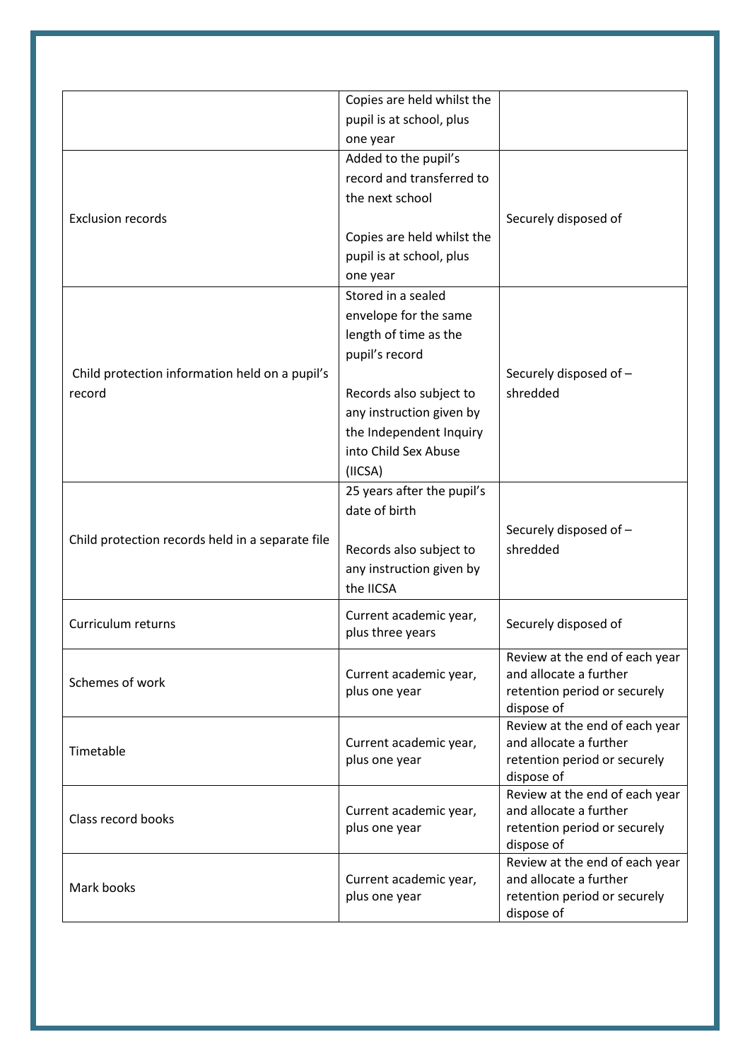| | | |
|---|---|---|
| | Copies are held whilst the pupil is at school, plus one year | |
| Exclusion records | Added to the pupil's record and transferred to the next school<br><br>Copies are held whilst the pupil is at school, plus one year | Securely disposed of |
| Child protection information held on a pupil's record | Stored in a sealed envelope for the same length of time as the pupil's record<br><br>Records also subject to any instruction given by the Independent Inquiry into Child Sex Abuse (IICSA) | Securely disposed of – shredded |
| Child protection records held in a separate file | 25 years after the pupil's date of birth<br><br>Records also subject to any instruction given by the IICSA | Securely disposed of – shredded |
| Curriculum returns | Current academic year, plus three years | Securely disposed of |
| Schemes of work | Current academic year, plus one year | Review at the end of each year and allocate a further retention period or securely dispose of |
| Timetable | Current academic year, plus one year | Review at the end of each year and allocate a further retention period or securely dispose of |
| Class record books | Current academic year, plus one year | Review at the end of each year and allocate a further retention period or securely dispose of |
| Mark books | Current academic year, plus one year | Review at the end of each year and allocate a further retention period or securely dispose of |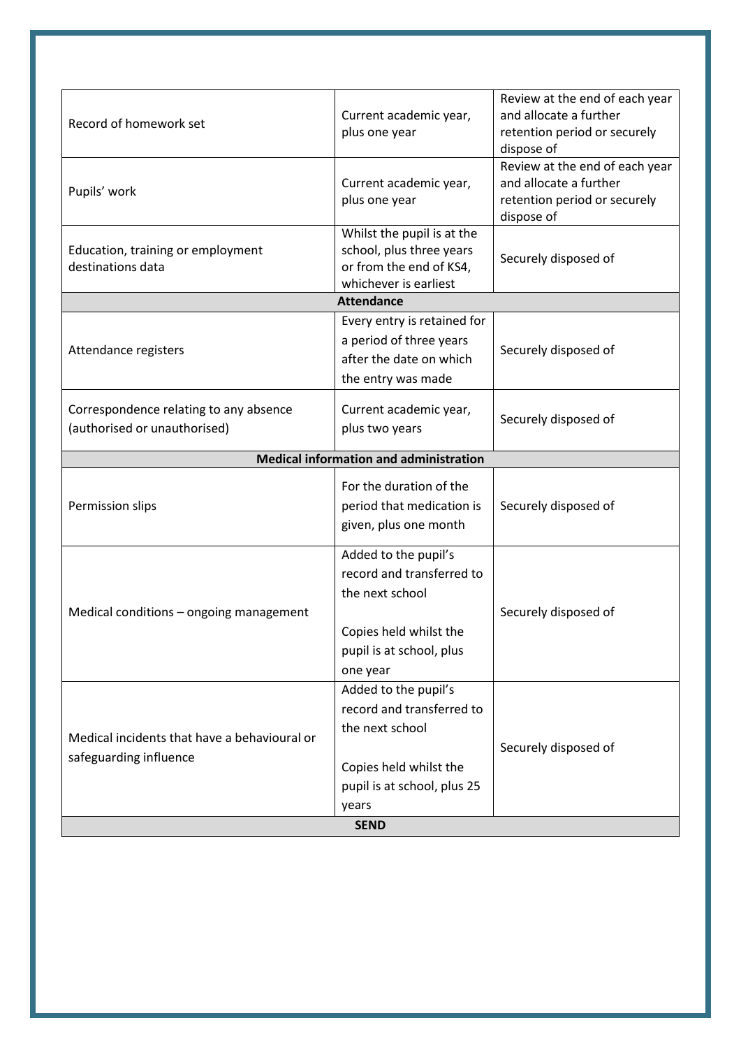| | | |
|---|---|---|
| Record of homework set | Current academic year, plus one year | Review at the end of each year and allocate a further retention period or securely dispose of |
| Pupils' work | Current academic year, plus one year | Review at the end of each year and allocate a further retention period or securely dispose of |
| Education, training or employment destinations data | Whilst the pupil is at the school, plus three years or from the end of KS4, whichever is earliest | Securely disposed of |
| **Attendance** | | |
| Attendance registers | Every entry is retained for a period of three years after the date on which the entry was made | Securely disposed of |
| Correspondence relating to any absence (authorised or unauthorised) | Current academic year, plus two years | Securely disposed of |
| **Medical information and administration** | | |
| Permission slips | For the duration of the period that medication is given, plus one month | Securely disposed of |
| Medical conditions – ongoing management | Added to the pupil's record and transferred to the next school<br><br>Copies held whilst the pupil is at school, plus one year | Securely disposed of |
| Medical incidents that have a behavioural or safeguarding influence | Added to the pupil's record and transferred to the next school<br><br>Copies held whilst the pupil is at school, plus 25 years | Securely disposed of |
| **SEND** | | |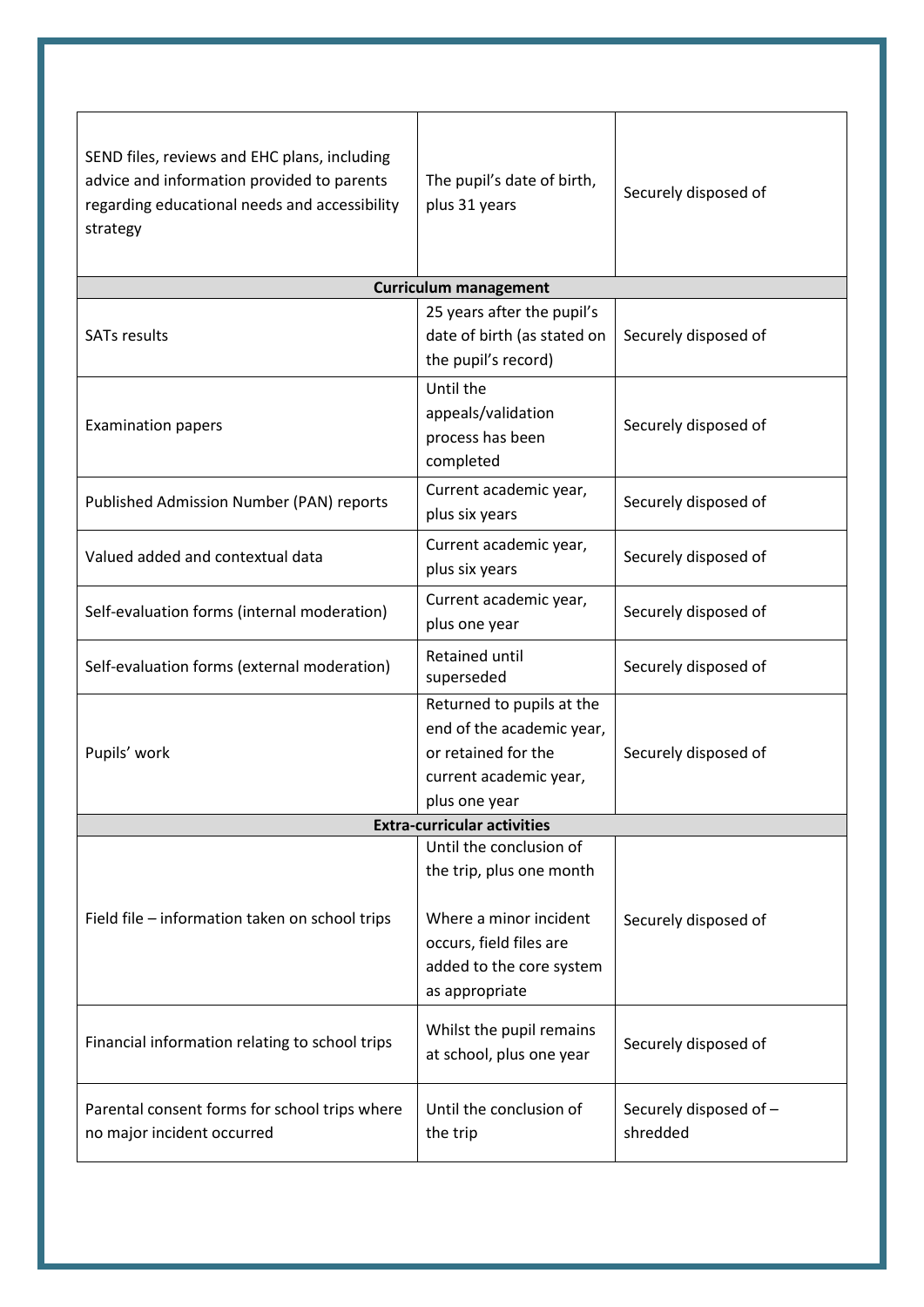| | | |
|---|---|---|
| SEND files, reviews and EHC plans, including advice and information provided to parents regarding educational needs and accessibility strategy | The pupil's date of birth, plus 31 years | Securely disposed of |
| **Curriculum management** | | |
| SATs results | 25 years after the pupil's date of birth (as stated on the pupil's record) | Securely disposed of |
| Examination papers | Until the appeals/validation process has been completed | Securely disposed of |
| Published Admission Number (PAN) reports | Current academic year, plus six years | Securely disposed of |
| Valued added and contextual data | Current academic year, plus six years | Securely disposed of |
| Self-evaluation forms (internal moderation) | Current academic year, plus one year | Securely disposed of |
| Self-evaluation forms (external moderation) | Retained until superseded | Securely disposed of |
| Pupils' work | Returned to pupils at the end of the academic year, or retained for the current academic year, plus one year | Securely disposed of |
| **Extra-curricular activities** | | |
| Field file – information taken on school trips | Until the conclusion of the trip, plus one month<br><br>Where a minor incident occurs, field files are added to the core system as appropriate | Securely disposed of |
| Financial information relating to school trips | Whilst the pupil remains at school, plus one year | Securely disposed of |
| Parental consent forms for school trips where no major incident occurred | Until the conclusion of the trip | Securely disposed of – shredded |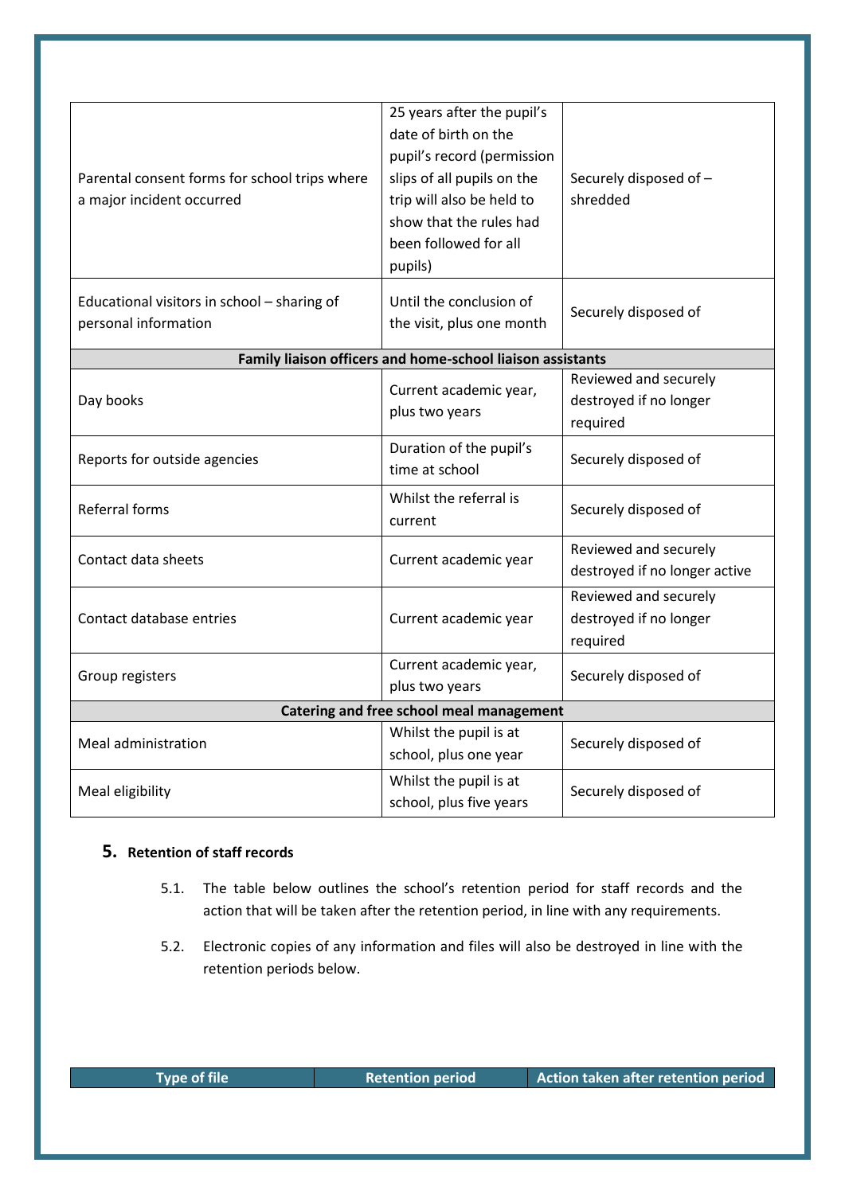| | | |
|---|---|---|
| Parental consent forms for school trips where a major incident occurred | 25 years after the pupil's date of birth on the pupil's record (permission slips of all pupils on the trip will also be held to show that the rules had been followed for all pupils) | Securely disposed of – shredded |
| Educational visitors in school – sharing of personal information | Until the conclusion of the visit, plus one month | Securely disposed of |
| **Family liaison officers and home-school liaison assistants** | | |
| Day books | Current academic year, plus two years | Reviewed and securely destroyed if no longer required |
| Reports for outside agencies | Duration of the pupil's time at school | Securely disposed of |
| Referral forms | Whilst the referral is current | Securely disposed of |
| Contact data sheets | Current academic year | Reviewed and securely destroyed if no longer active |
| Contact database entries | Current academic year | Reviewed and securely destroyed if no longer required |
| Group registers | Current academic year, plus two years | Securely disposed of |
| **Catering and free school meal management** | | |
| Meal administration | Whilst the pupil is at school, plus one year | Securely disposed of |
| Meal eligibility | Whilst the pupil is at school, plus five years | Securely disposed of |

## 5. Retention of staff records

5.1. The table below outlines the school's retention period for staff records and the action that will be taken after the retention period, in line with any requirements.

5.2. Electronic copies of any information and files will also be destroyed in line with the retention periods below.

| Type of file | Retention period | Action taken after retention period |
|---|---|---|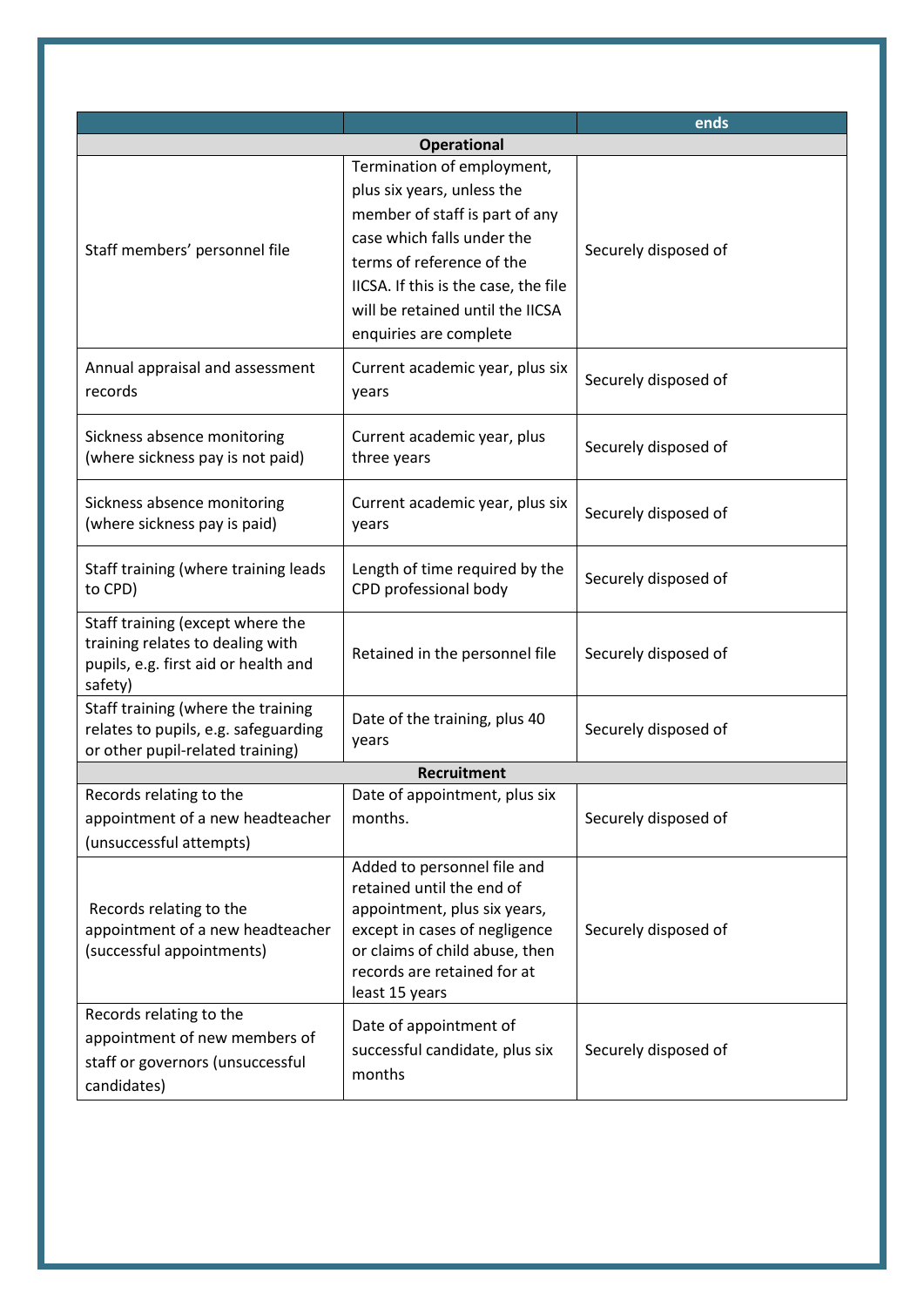|  |  | ends |
|---|---|---|
| **Operational** | | |
| Staff members' personnel file | Termination of employment, plus six years, unless the member of staff is part of any case which falls under the terms of reference of the IICSA. If this is the case, the file will be retained until the IICSA enquiries are complete | Securely disposed of |
| Annual appraisal and assessment records | Current academic year, plus six years | Securely disposed of |
| Sickness absence monitoring (where sickness pay is not paid) | Current academic year, plus three years | Securely disposed of |
| Sickness absence monitoring (where sickness pay is paid) | Current academic year, plus six years | Securely disposed of |
| Staff training (where training leads to CPD) | Length of time required by the CPD professional body | Securely disposed of |
| Staff training (except where the training relates to dealing with pupils, e.g. first aid or health and safety) | Retained in the personnel file | Securely disposed of |
| Staff training (where the training relates to pupils, e.g. safeguarding or other pupil-related training) | Date of the training, plus 40 years | Securely disposed of |
| **Recruitment** | | |
| Records relating to the appointment of a new headteacher (unsuccessful attempts) | Date of appointment, plus six months. | Securely disposed of |
| Records relating to the appointment of a new headteacher (successful appointments) | Added to personnel file and retained until the end of appointment, plus six years, except in cases of negligence or claims of child abuse, then records are retained for at least 15 years | Securely disposed of |
| Records relating to the appointment of new members of staff or governors (unsuccessful candidates) | Date of appointment of successful candidate, plus six months | Securely disposed of |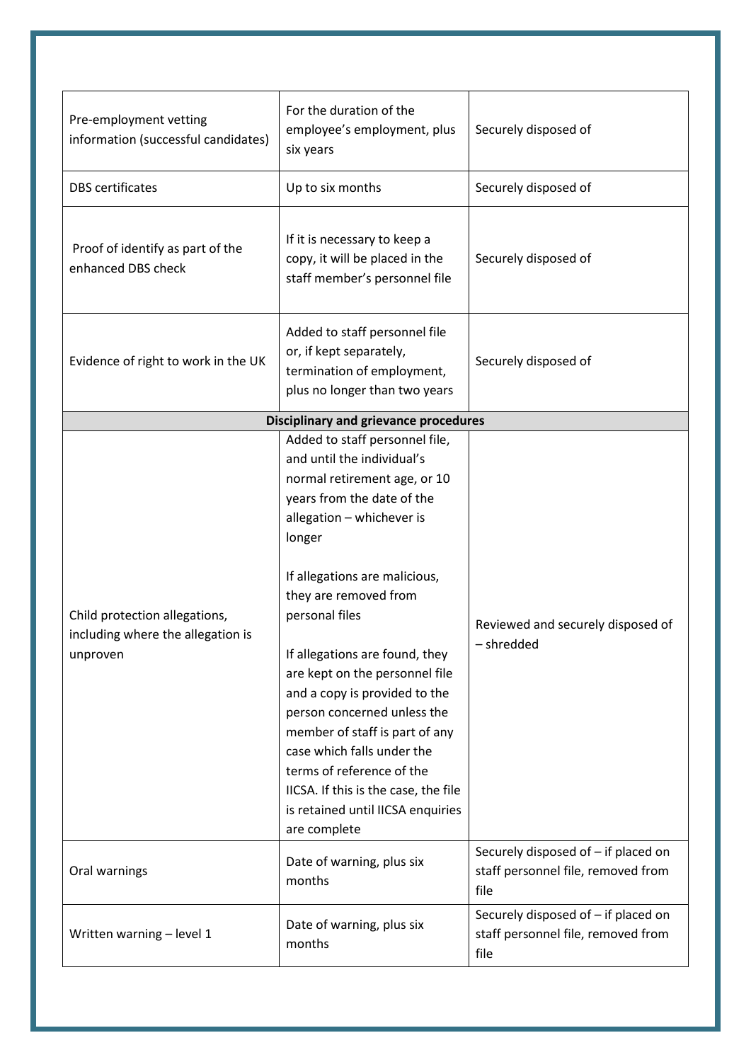| | | |
|---|---|---|
| Pre-employment vetting information (successful candidates) | For the duration of the employee's employment, plus six years | Securely disposed of |
| DBS certificates | Up to six months | Securely disposed of |
| Proof of identify as part of the enhanced DBS check | If it is necessary to keep a copy, it will be placed in the staff member's personnel file | Securely disposed of |
| Evidence of right to work in the UK | Added to staff personnel file or, if kept separately, termination of employment, plus no longer than two years | Securely disposed of |
| **Disciplinary and grievance procedures** | | |
| Child protection allegations, including where the allegation is unproven | Added to staff personnel file, and until the individual's normal retirement age, or 10 years from the date of the allegation – whichever is longer<br><br>If allegations are malicious, they are removed from personal files<br><br>If allegations are found, they are kept on the personnel file and a copy is provided to the person concerned unless the member of staff is part of any case which falls under the terms of reference of the IICSA. If this is the case, the file is retained until IICSA enquiries are complete | Reviewed and securely disposed of – shredded |
| Oral warnings | Date of warning, plus six months | Securely disposed of – if placed on staff personnel file, removed from file |
| Written warning – level 1 | Date of warning, plus six months | Securely disposed of – if placed on staff personnel file, removed from file |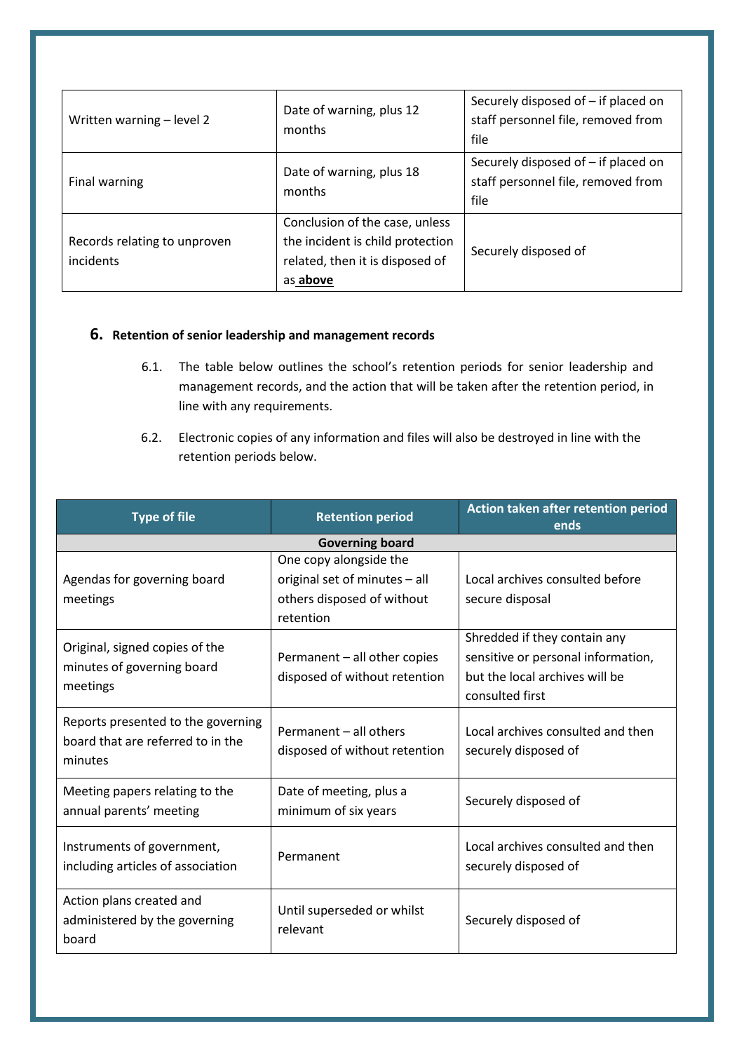| | | |
|---|---|---|
| Written warning – level 2 | Date of warning, plus 12 months | Securely disposed of – if placed on staff personnel file, removed from file |
| Final warning | Date of warning, plus 18 months | Securely disposed of – if placed on staff personnel file, removed from file |
| Records relating to unproven incidents | Conclusion of the case, unless the incident is child protection related, then it is disposed of as **above** | Securely disposed of |

## 6. Retention of senior leadership and management records

6.1. The table below outlines the school's retention periods for senior leadership and management records, and the action that will be taken after the retention period, in line with any requirements.

6.2. Electronic copies of any information and files will also be destroyed in line with the retention periods below.

| Type of file | Retention period | Action taken after retention period ends |
|---|---|---|
| **Governing board** | | |
| Agendas for governing board meetings | One copy alongside the original set of minutes – all others disposed of without retention | Local archives consulted before secure disposal |
| Original, signed copies of the minutes of governing board meetings | Permanent – all other copies disposed of without retention | Shredded if they contain any sensitive or personal information, but the local archives will be consulted first |
| Reports presented to the governing board that are referred to in the minutes | Permanent – all others disposed of without retention | Local archives consulted and then securely disposed of |
| Meeting papers relating to the annual parents' meeting | Date of meeting, plus a minimum of six years | Securely disposed of |
| Instruments of government, including articles of association | Permanent | Local archives consulted and then securely disposed of |
| Action plans created and administered by the governing board | Until superseded or whilst relevant | Securely disposed of |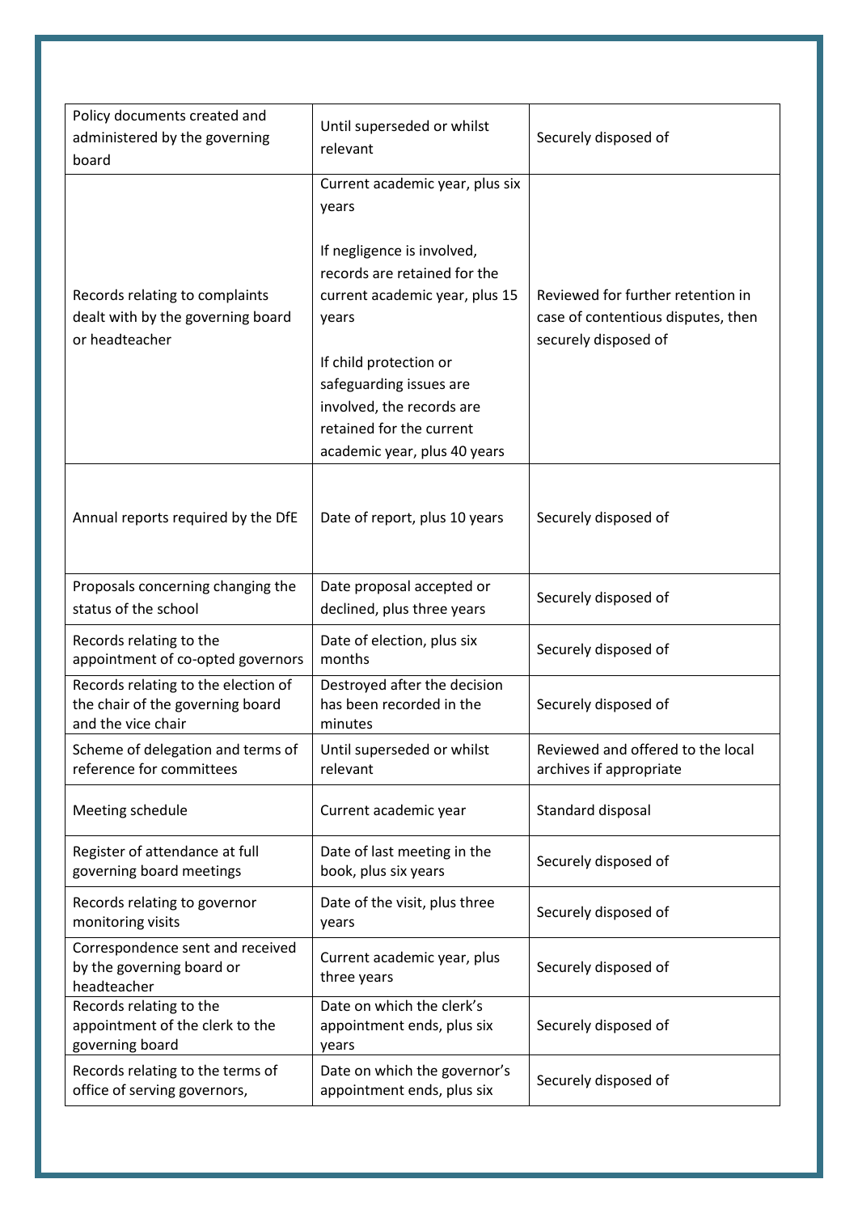| Policy documents created and administered by the governing board | Until superseded or whilst relevant | Securely disposed of |
|---|---|---|
| Records relating to complaints dealt with by the governing board or headteacher | Current academic year, plus six years<br><br>If negligence is involved, records are retained for the current academic year, plus 15 years<br><br>If child protection or safeguarding issues are involved, the records are retained for the current academic year, plus 40 years | Reviewed for further retention in case of contentious disputes, then securely disposed of |
| Annual reports required by the DfE | Date of report, plus 10 years | Securely disposed of |
| Proposals concerning changing the status of the school | Date proposal accepted or declined, plus three years | Securely disposed of |
| Records relating to the appointment of co-opted governors | Date of election, plus six months | Securely disposed of |
| Records relating to the election of the chair of the governing board and the vice chair | Destroyed after the decision has recorded in the minutes | Securely disposed of |
| Scheme of delegation and terms of reference for committees | Until superseded or whilst relevant | Reviewed and offered to the local archives if appropriate |
| Meeting schedule | Current academic year | Standard disposal |
| Register of attendance at full governing board meetings | Date of last meeting in the book, plus six years | Securely disposed of |
| Records relating to governor monitoring visits | Date of the visit, plus three years | Securely disposed of |
| Correspondence sent and received by the governing board or headteacher | Current academic year, plus three years | Securely disposed of |
| Records relating to the appointment of the clerk to the governing board | Date on which the clerk's appointment ends, plus six years | Securely disposed of |
| Records relating to the terms of office of serving governors, | Date on which the governor's appointment ends, plus six | Securely disposed of |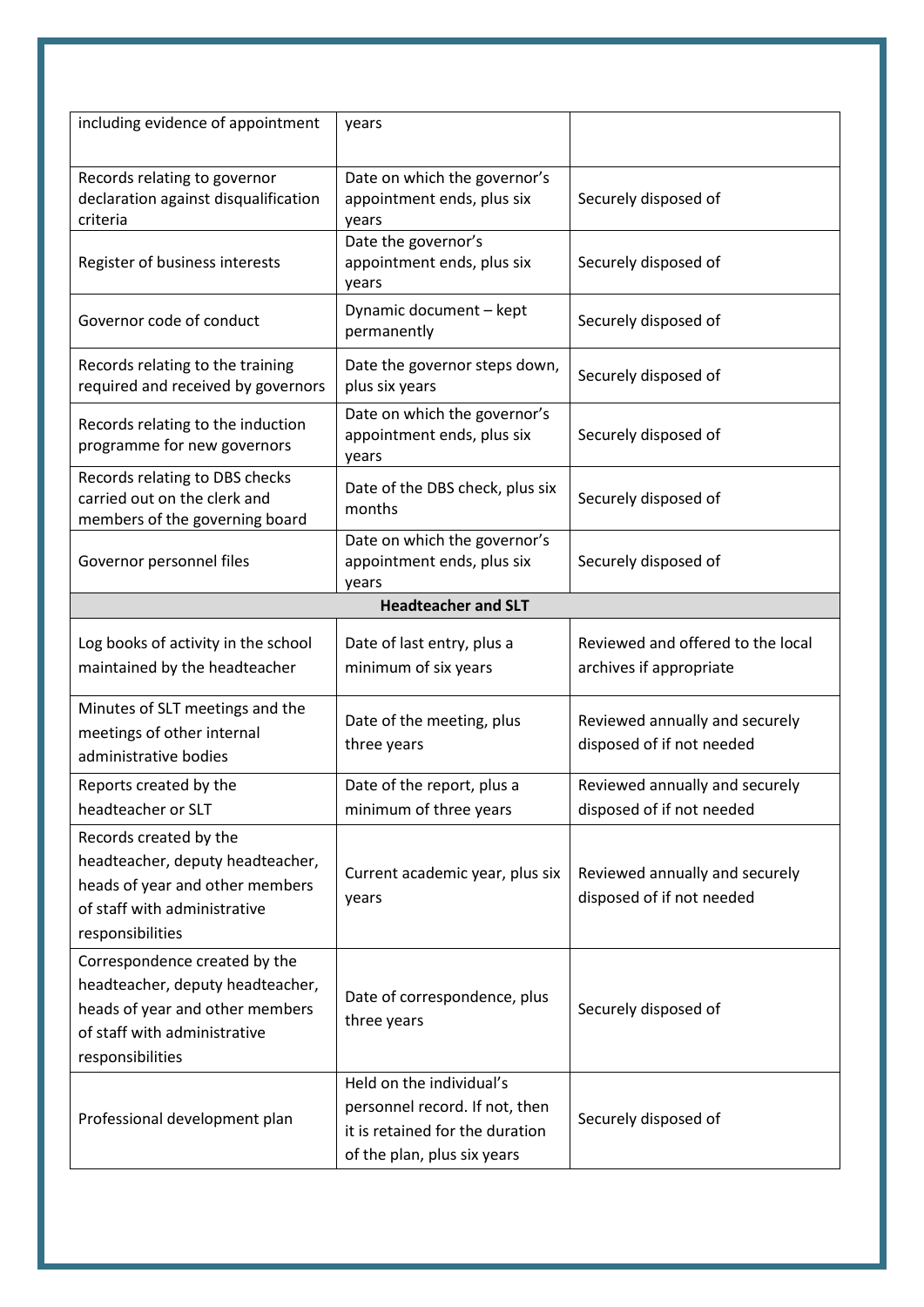| | | |
|---|---|---|
| including evidence of appointment | years | |
| Records relating to governor declaration against disqualification criteria | Date on which the governor's appointment ends, plus six years | Securely disposed of |
| Register of business interests | Date the governor's appointment ends, plus six years | Securely disposed of |
| Governor code of conduct | Dynamic document – kept permanently | Securely disposed of |
| Records relating to the training required and received by governors | Date the governor steps down, plus six years | Securely disposed of |
| Records relating to the induction programme for new governors | Date on which the governor's appointment ends, plus six years | Securely disposed of |
| Records relating to DBS checks carried out on the clerk and members of the governing board | Date of the DBS check, plus six months | Securely disposed of |
| Governor personnel files | Date on which the governor's appointment ends, plus six years | Securely disposed of |
| **Headteacher and SLT** | | |
| Log books of activity in the school maintained by the headteacher | Date of last entry, plus a minimum of six years | Reviewed and offered to the local archives if appropriate |
| Minutes of SLT meetings and the meetings of other internal administrative bodies | Date of the meeting, plus three years | Reviewed annually and securely disposed of if not needed |
| Reports created by the headteacher or SLT | Date of the report, plus a minimum of three years | Reviewed annually and securely disposed of if not needed |
| Records created by the headteacher, deputy headteacher, heads of year and other members of staff with administrative responsibilities | Current academic year, plus six years | Reviewed annually and securely disposed of if not needed |
| Correspondence created by the headteacher, deputy headteacher, heads of year and other members of staff with administrative responsibilities | Date of correspondence, plus three years | Securely disposed of |
| Professional development plan | Held on the individual's personnel record. If not, then it is retained for the duration of the plan, plus six years | Securely disposed of |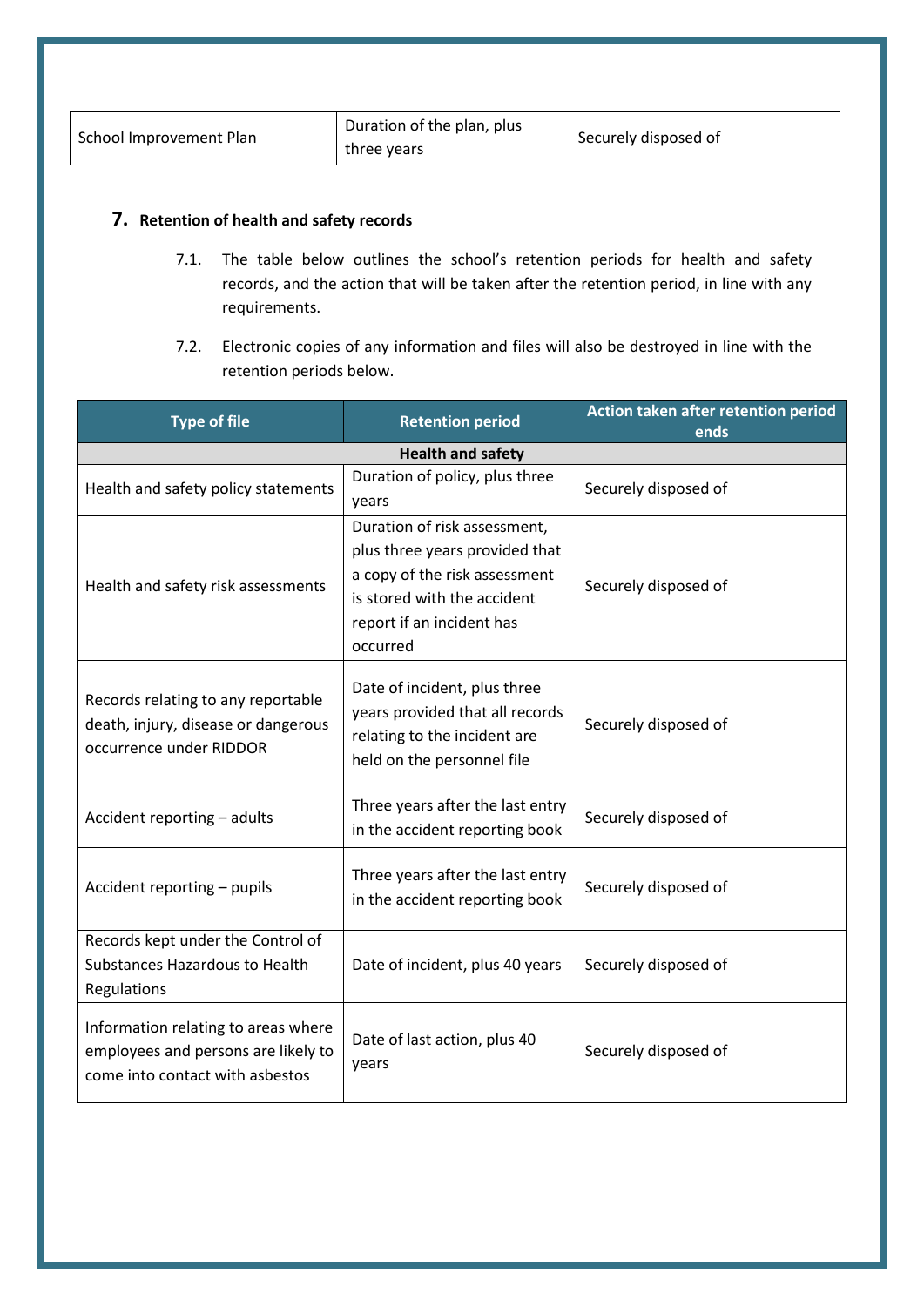| School Improvement Plan | Duration of the plan, plus three years | Securely disposed of |
|---|---|---|

## 7. Retention of health and safety records

7.1. The table below outlines the school's retention periods for health and safety records, and the action that will be taken after the retention period, in line with any requirements.

7.2. Electronic copies of any information and files will also be destroyed in line with the retention periods below.

| Type of file | Retention period | Action taken after retention period ends |
|---|---|---|
| **Health and safety** | | |
| Health and safety policy statements | Duration of policy, plus three years | Securely disposed of |
| Health and safety risk assessments | Duration of risk assessment, plus three years provided that a copy of the risk assessment is stored with the accident report if an incident has occurred | Securely disposed of |
| Records relating to any reportable death, injury, disease or dangerous occurrence under RIDDOR | Date of incident, plus three years provided that all records relating to the incident are held on the personnel file | Securely disposed of |
| Accident reporting – adults | Three years after the last entry in the accident reporting book | Securely disposed of |
| Accident reporting – pupils | Three years after the last entry in the accident reporting book | Securely disposed of |
| Records kept under the Control of Substances Hazardous to Health Regulations | Date of incident, plus 40 years | Securely disposed of |
| Information relating to areas where employees and persons are likely to come into contact with asbestos | Date of last action, plus 40 years | Securely disposed of |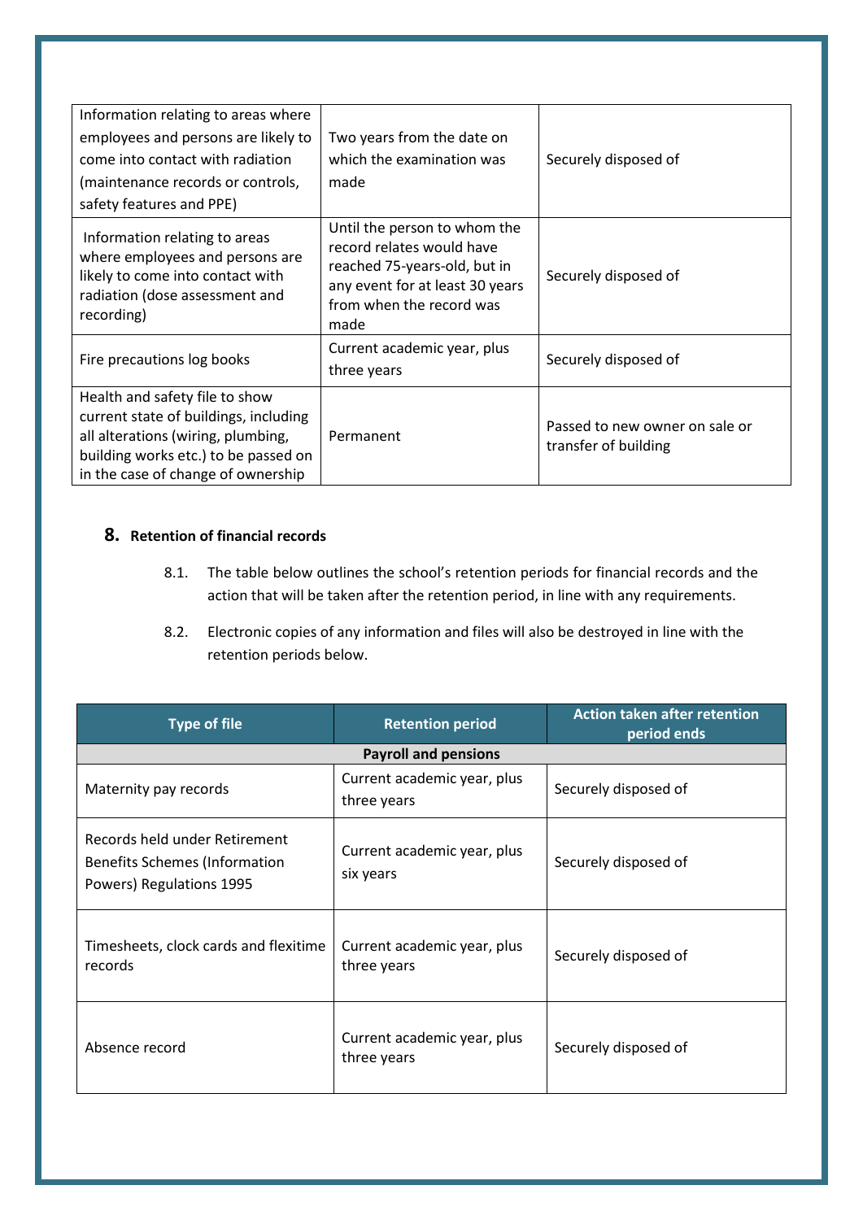| | | |
|---|---|---|
| Information relating to areas where employees and persons are likely to come into contact with radiation (maintenance records or controls, safety features and PPE) | Two years from the date on which the examination was made | Securely disposed of |
| Information relating to areas where employees and persons are likely to come into contact with radiation (dose assessment and recording) | Until the person to whom the record relates would have reached 75-years-old, but in any event for at least 30 years from when the record was made | Securely disposed of |
| Fire precautions log books | Current academic year, plus three years | Securely disposed of |
| Health and safety file to show current state of buildings, including all alterations (wiring, plumbing, building works etc.) to be passed on in the case of change of ownership | Permanent | Passed to new owner on sale or transfer of building |

## 8. Retention of financial records

8.1. The table below outlines the school's retention periods for financial records and the action that will be taken after the retention period, in line with any requirements.

8.2. Electronic copies of any information and files will also be destroyed in line with the retention periods below.

| Type of file | Retention period | Action taken after retention period ends |
|---|---|---|
| **Payroll and pensions** | | |
| Maternity pay records | Current academic year, plus three years | Securely disposed of |
| Records held under Retirement Benefits Schemes (Information Powers) Regulations 1995 | Current academic year, plus six years | Securely disposed of |
| Timesheets, clock cards and flexitime records | Current academic year, plus three years | Securely disposed of |
| Absence record | Current academic year, plus three years | Securely disposed of |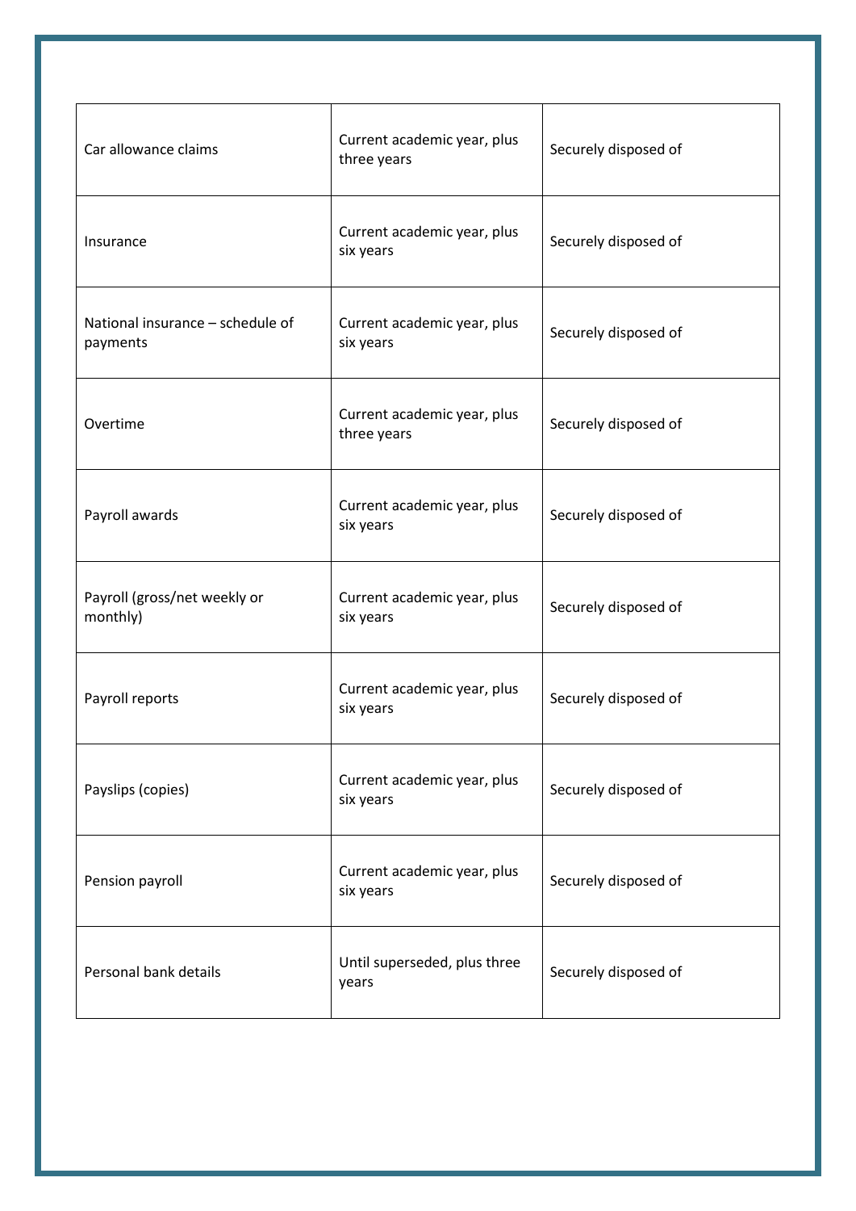| | | |
|---|---|---|
| Car allowance claims | Current academic year, plus three years | Securely disposed of |
| Insurance | Current academic year, plus six years | Securely disposed of |
| National insurance – schedule of payments | Current academic year, plus six years | Securely disposed of |
| Overtime | Current academic year, plus three years | Securely disposed of |
| Payroll awards | Current academic year, plus six years | Securely disposed of |
| Payroll (gross/net weekly or monthly) | Current academic year, plus six years | Securely disposed of |
| Payroll reports | Current academic year, plus six years | Securely disposed of |
| Payslips (copies) | Current academic year, plus six years | Securely disposed of |
| Pension payroll | Current academic year, plus six years | Securely disposed of |
| Personal bank details | Until superseded, plus three years | Securely disposed of |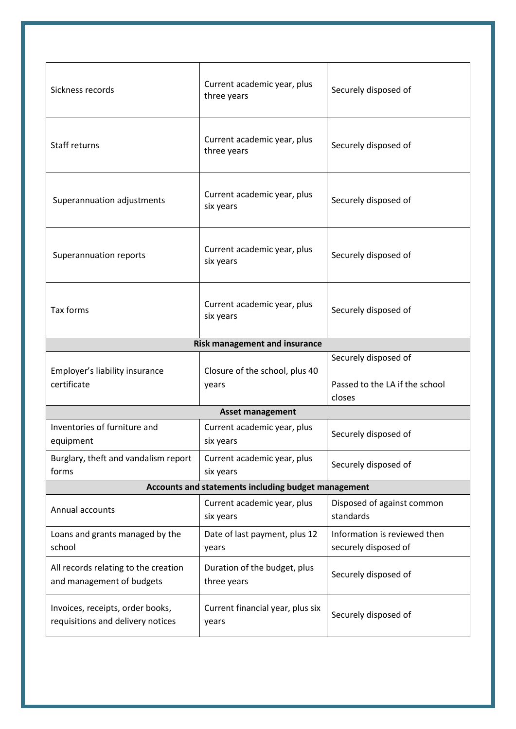| | | |
|---|---|---|
| Sickness records | Current academic year, plus three years | Securely disposed of |
| Staff returns | Current academic year, plus three years | Securely disposed of |
| Superannuation adjustments | Current academic year, plus six years | Securely disposed of |
| Superannuation reports | Current academic year, plus six years | Securely disposed of |
| Tax forms | Current academic year, plus six years | Securely disposed of |
| **Risk management and insurance** | | |
| Employer's liability insurance certificate | Closure of the school, plus 40 years | Securely disposed of<br><br>Passed to the LA if the school closes |
| **Asset management** | | |
| Inventories of furniture and equipment | Current academic year, plus six years | Securely disposed of |
| Burglary, theft and vandalism report forms | Current academic year, plus six years | Securely disposed of |
| **Accounts and statements including budget management** | | |
| Annual accounts | Current academic year, plus six years | Disposed of against common standards |
| Loans and grants managed by the school | Date of last payment, plus 12 years | Information is reviewed then securely disposed of |
| All records relating to the creation and management of budgets | Duration of the budget, plus three years | Securely disposed of |
| Invoices, receipts, order books, requisitions and delivery notices | Current financial year, plus six years | Securely disposed of |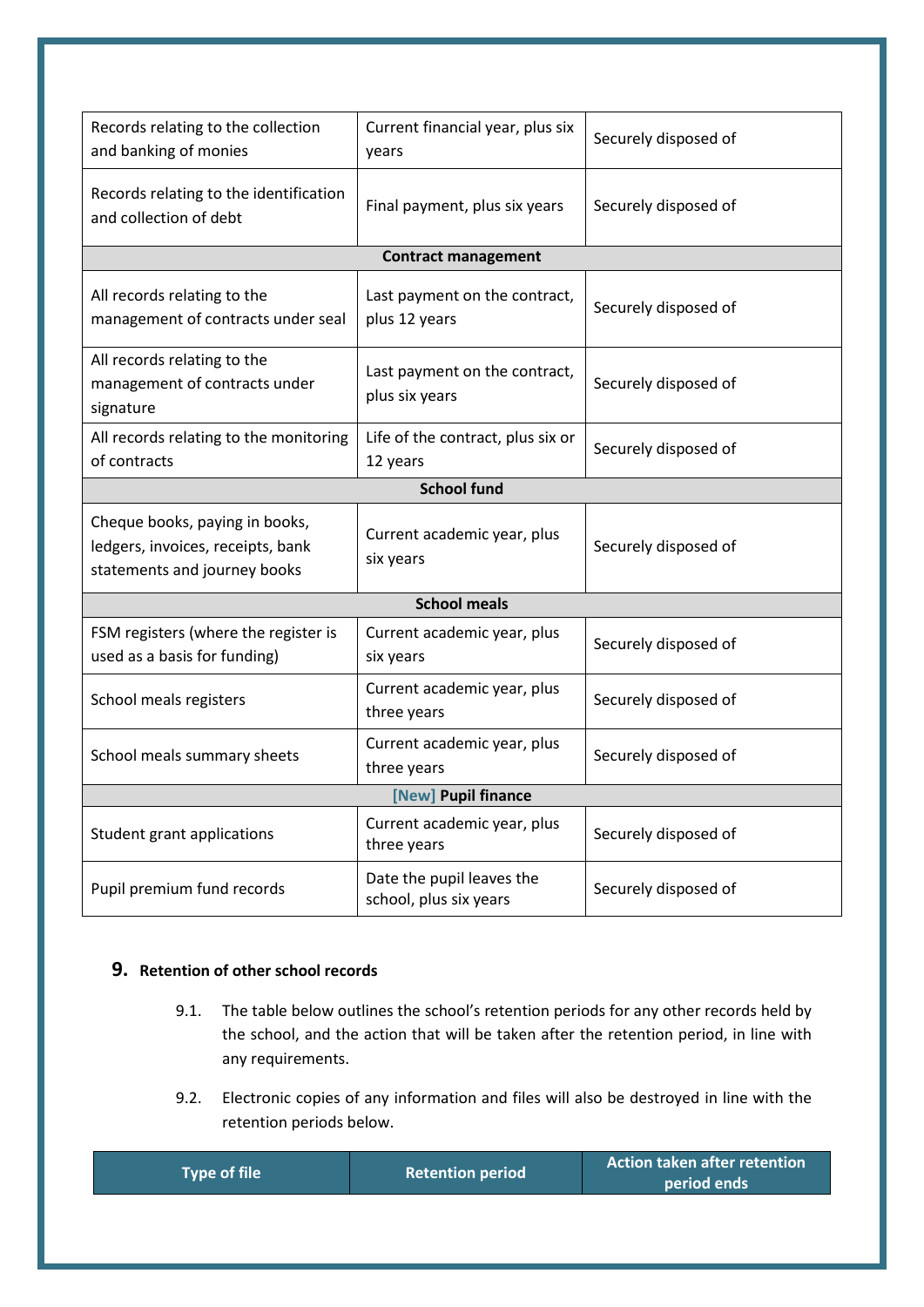| | | |
|---|---|---|
| Records relating to the collection and banking of monies | Current financial year, plus six years | Securely disposed of |
| Records relating to the identification and collection of debt | Final payment, plus six years | Securely disposed of |
| **Contract management** | | |
| All records relating to the management of contracts under seal | Last payment on the contract, plus 12 years | Securely disposed of |
| All records relating to the management of contracts under signature | Last payment on the contract, plus six years | Securely disposed of |
| All records relating to the monitoring of contracts | Life of the contract, plus six or 12 years | Securely disposed of |
| **School fund** | | |
| Cheque books, paying in books, ledgers, invoices, receipts, bank statements and journey books | Current academic year, plus six years | Securely disposed of |
| **School meals** | | |
| FSM registers (where the register is used as a basis for funding) | Current academic year, plus six years | Securely disposed of |
| School meals registers | Current academic year, plus three years | Securely disposed of |
| School meals summary sheets | Current academic year, plus three years | Securely disposed of |
| [New] **Pupil finance** | | |
| Student grant applications | Current academic year, plus three years | Securely disposed of |
| Pupil premium fund records | Date the pupil leaves the school, plus six years | Securely disposed of |

## 9. Retention of other school records

9.1. The table below outlines the school's retention periods for any other records held by the school, and the action that will be taken after the retention period, in line with any requirements.

9.2. Electronic copies of any information and files will also be destroyed in line with the retention periods below.

| Type of file | Retention period | Action taken after retention period ends |
|---|---|---|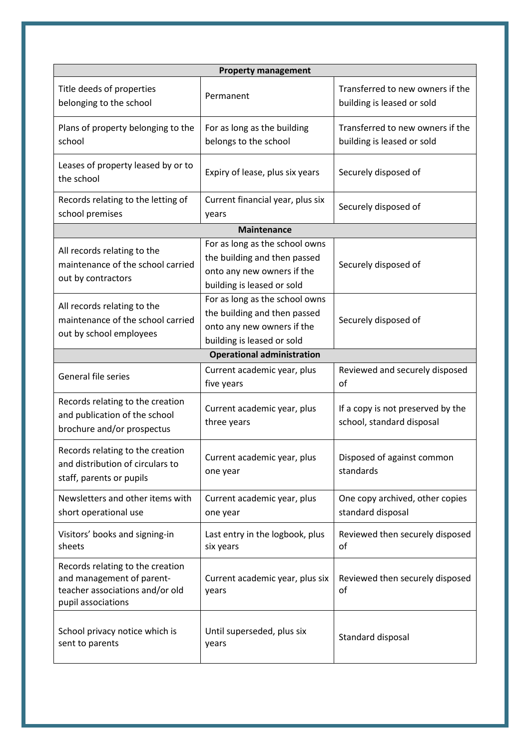| Property management | | |
|---|---|---|
| Title deeds of properties belonging to the school | Permanent | Transferred to new owners if the building is leased or sold |
| Plans of property belonging to the school | For as long as the building belongs to the school | Transferred to new owners if the building is leased or sold |
| Leases of property leased by or to the school | Expiry of lease, plus six years | Securely disposed of |
| Records relating to the letting of school premises | Current financial year, plus six years | Securely disposed of |
| **Maintenance** | | |
| All records relating to the maintenance of the school carried out by contractors | For as long as the school owns the building and then passed onto any new owners if the building is leased or sold | Securely disposed of |
| All records relating to the maintenance of the school carried out by school employees | For as long as the school owns the building and then passed onto any new owners if the building is leased or sold | Securely disposed of |
| **Operational administration** | | |
| General file series | Current academic year, plus five years | Reviewed and securely disposed of |
| Records relating to the creation and publication of the school brochure and/or prospectus | Current academic year, plus three years | If a copy is not preserved by the school, standard disposal |
| Records relating to the creation and distribution of circulars to staff, parents or pupils | Current academic year, plus one year | Disposed of against common standards |
| Newsletters and other items with short operational use | Current academic year, plus one year | One copy archived, other copies standard disposal |
| Visitors' books and signing-in sheets | Last entry in the logbook, plus six years | Reviewed then securely disposed of |
| Records relating to the creation and management of parent-teacher associations and/or old pupil associations | Current academic year, plus six years | Reviewed then securely disposed of |
| School privacy notice which is sent to parents | Until superseded, plus six years | Standard disposal |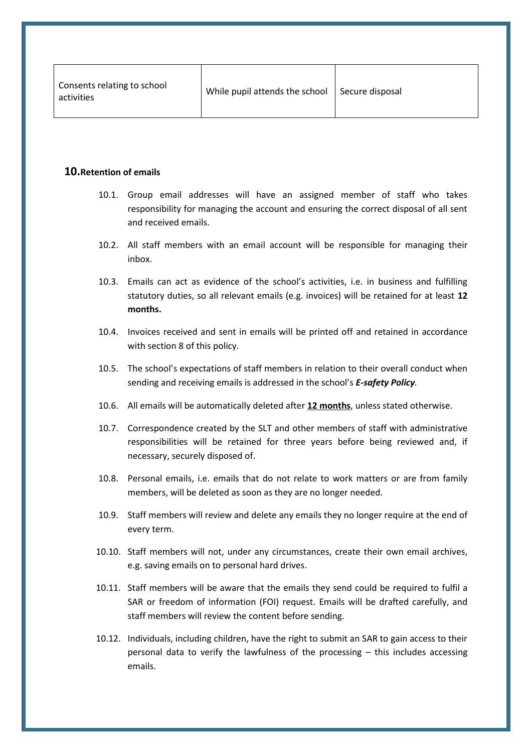| Consents relating to school activities | While pupil attends the school | Secure disposal |
|---|---|---|

## 10. Retention of emails

10.1. Group email addresses will have an assigned member of staff who takes responsibility for managing the account and ensuring the correct disposal of all sent and received emails.

10.2. All staff members with an email account will be responsible for managing their inbox.

10.3. Emails can act as evidence of the school's activities, i.e. in business and fulfilling statutory duties, so all relevant emails (e.g. invoices) will be retained for at least **12 months.**

10.4. Invoices received and sent in emails will be printed off and retained in accordance with section 8 of this policy.

10.5. The school's expectations of staff members in relation to their overall conduct when sending and receiving emails is addressed in the school's ***E-safety Policy***.

10.6. All emails will be automatically deleted after **12 months**, unless stated otherwise.

10.7. Correspondence created by the SLT and other members of staff with administrative responsibilities will be retained for three years before being reviewed and, if necessary, securely disposed of.

10.8. Personal emails, i.e. emails that do not relate to work matters or are from family members, will be deleted as soon as they are no longer needed.

10.9. Staff members will review and delete any emails they no longer require at the end of every term.

10.10. Staff members will not, under any circumstances, create their own email archives, e.g. saving emails on to personal hard drives.

10.11. Staff members will be aware that the emails they send could be required to fulfil a SAR or freedom of information (FOI) request. Emails will be drafted carefully, and staff members will review the content before sending.

10.12. Individuals, including children, have the right to submit an SAR to gain access to their personal data to verify the lawfulness of the processing – this includes accessing emails.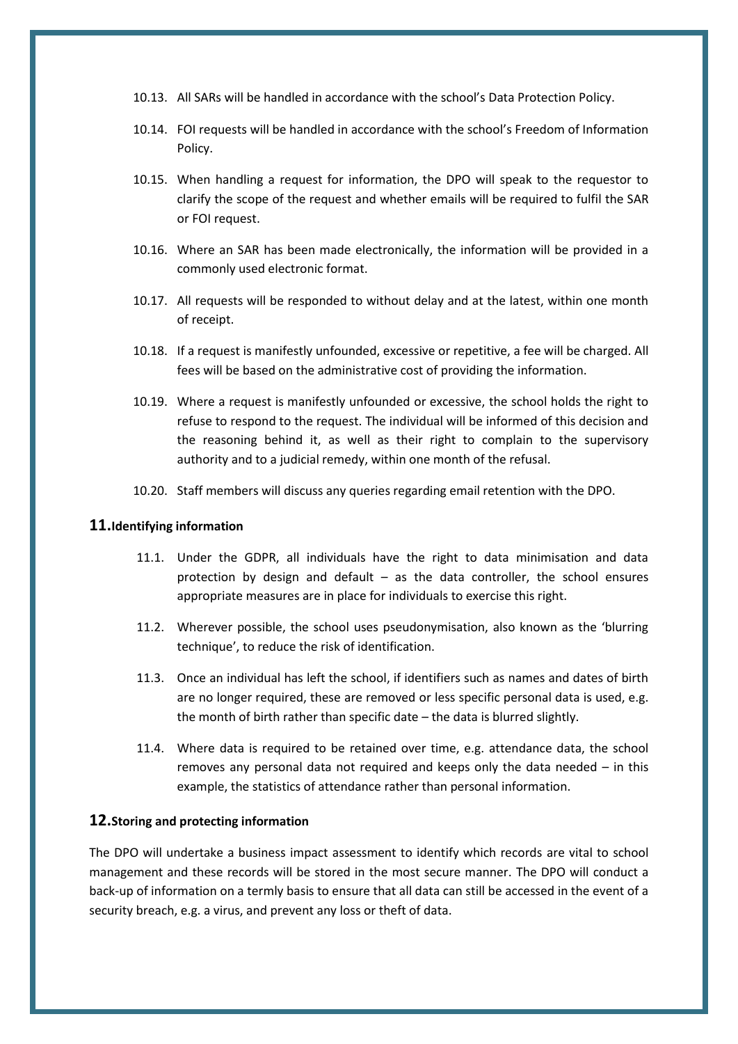10.13. All SARs will be handled in accordance with the school's Data Protection Policy.

10.14. FOI requests will be handled in accordance with the school's Freedom of Information Policy.

10.15. When handling a request for information, the DPO will speak to the requestor to clarify the scope of the request and whether emails will be required to fulfil the SAR or FOI request.

10.16. Where an SAR has been made electronically, the information will be provided in a commonly used electronic format.

10.17. All requests will be responded to without delay and at the latest, within one month of receipt.

10.18. If a request is manifestly unfounded, excessive or repetitive, a fee will be charged. All fees will be based on the administrative cost of providing the information.

10.19. Where a request is manifestly unfounded or excessive, the school holds the right to refuse to respond to the request. The individual will be informed of this decision and the reasoning behind it, as well as their right to complain to the supervisory authority and to a judicial remedy, within one month of the refusal.

10.20. Staff members will discuss any queries regarding email retention with the DPO.

## 11. Identifying information

11.1. Under the GDPR, all individuals have the right to data minimisation and data protection by design and default – as the data controller, the school ensures appropriate measures are in place for individuals to exercise this right.

11.2. Wherever possible, the school uses pseudonymisation, also known as the 'blurring technique', to reduce the risk of identification.

11.3. Once an individual has left the school, if identifiers such as names and dates of birth are no longer required, these are removed or less specific personal data is used, e.g. the month of birth rather than specific date – the data is blurred slightly.

11.4. Where data is required to be retained over time, e.g. attendance data, the school removes any personal data not required and keeps only the data needed – in this example, the statistics of attendance rather than personal information.

## 12. Storing and protecting information

The DPO will undertake a business impact assessment to identify which records are vital to school management and these records will be stored in the most secure manner. The DPO will conduct a back-up of information on a termly basis to ensure that all data can still be accessed in the event of a security breach, e.g. a virus, and prevent any loss or theft of data.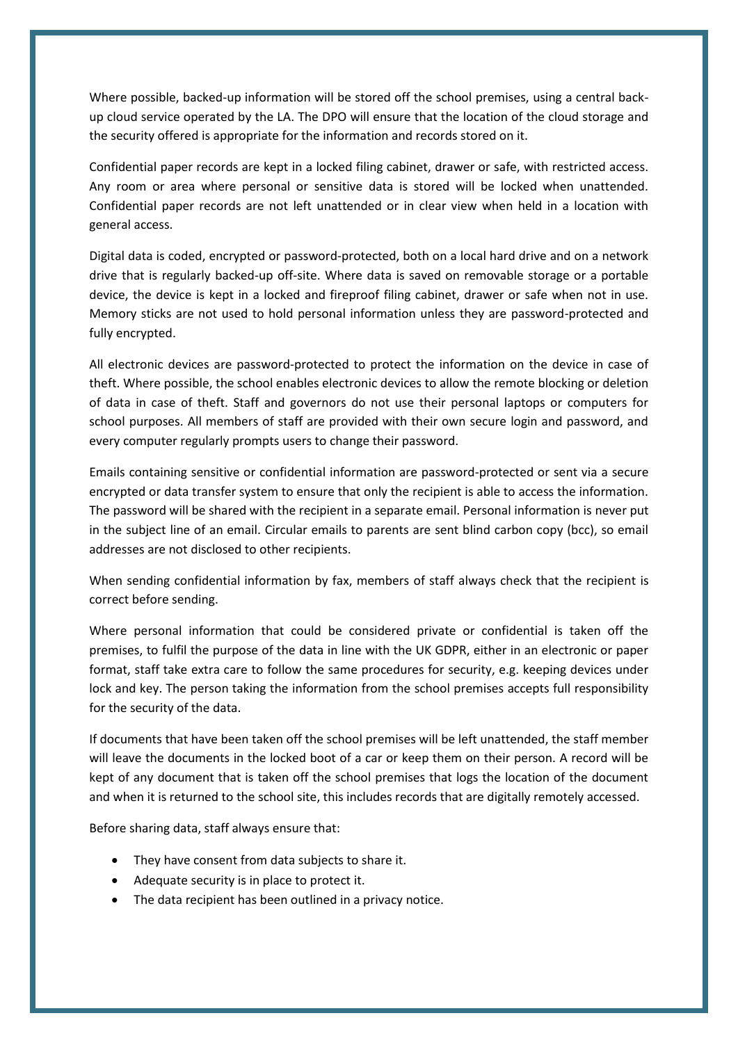Where possible, backed-up information will be stored off the school premises, using a central back-up cloud service operated by the LA. The DPO will ensure that the location of the cloud storage and the security offered is appropriate for the information and records stored on it.

Confidential paper records are kept in a locked filing cabinet, drawer or safe, with restricted access. Any room or area where personal or sensitive data is stored will be locked when unattended. Confidential paper records are not left unattended or in clear view when held in a location with general access.

Digital data is coded, encrypted or password-protected, both on a local hard drive and on a network drive that is regularly backed-up off-site. Where data is saved on removable storage or a portable device, the device is kept in a locked and fireproof filing cabinet, drawer or safe when not in use. Memory sticks are not used to hold personal information unless they are password-protected and fully encrypted.

All electronic devices are password-protected to protect the information on the device in case of theft. Where possible, the school enables electronic devices to allow the remote blocking or deletion of data in case of theft. Staff and governors do not use their personal laptops or computers for school purposes. All members of staff are provided with their own secure login and password, and every computer regularly prompts users to change their password.

Emails containing sensitive or confidential information are password-protected or sent via a secure encrypted or data transfer system to ensure that only the recipient is able to access the information. The password will be shared with the recipient in a separate email. Personal information is never put in the subject line of an email. Circular emails to parents are sent blind carbon copy (bcc), so email addresses are not disclosed to other recipients.

When sending confidential information by fax, members of staff always check that the recipient is correct before sending.

Where personal information that could be considered private or confidential is taken off the premises, to fulfil the purpose of the data in line with the UK GDPR, either in an electronic or paper format, staff take extra care to follow the same procedures for security, e.g. keeping devices under lock and key. The person taking the information from the school premises accepts full responsibility for the security of the data.

If documents that have been taken off the school premises will be left unattended, the staff member will leave the documents in the locked boot of a car or keep them on their person. A record will be kept of any document that is taken off the school premises that logs the location of the document and when it is returned to the school site, this includes records that are digitally remotely accessed.

Before sharing data, staff always ensure that:

- They have consent from data subjects to share it.
- Adequate security is in place to protect it.
- The data recipient has been outlined in a privacy notice.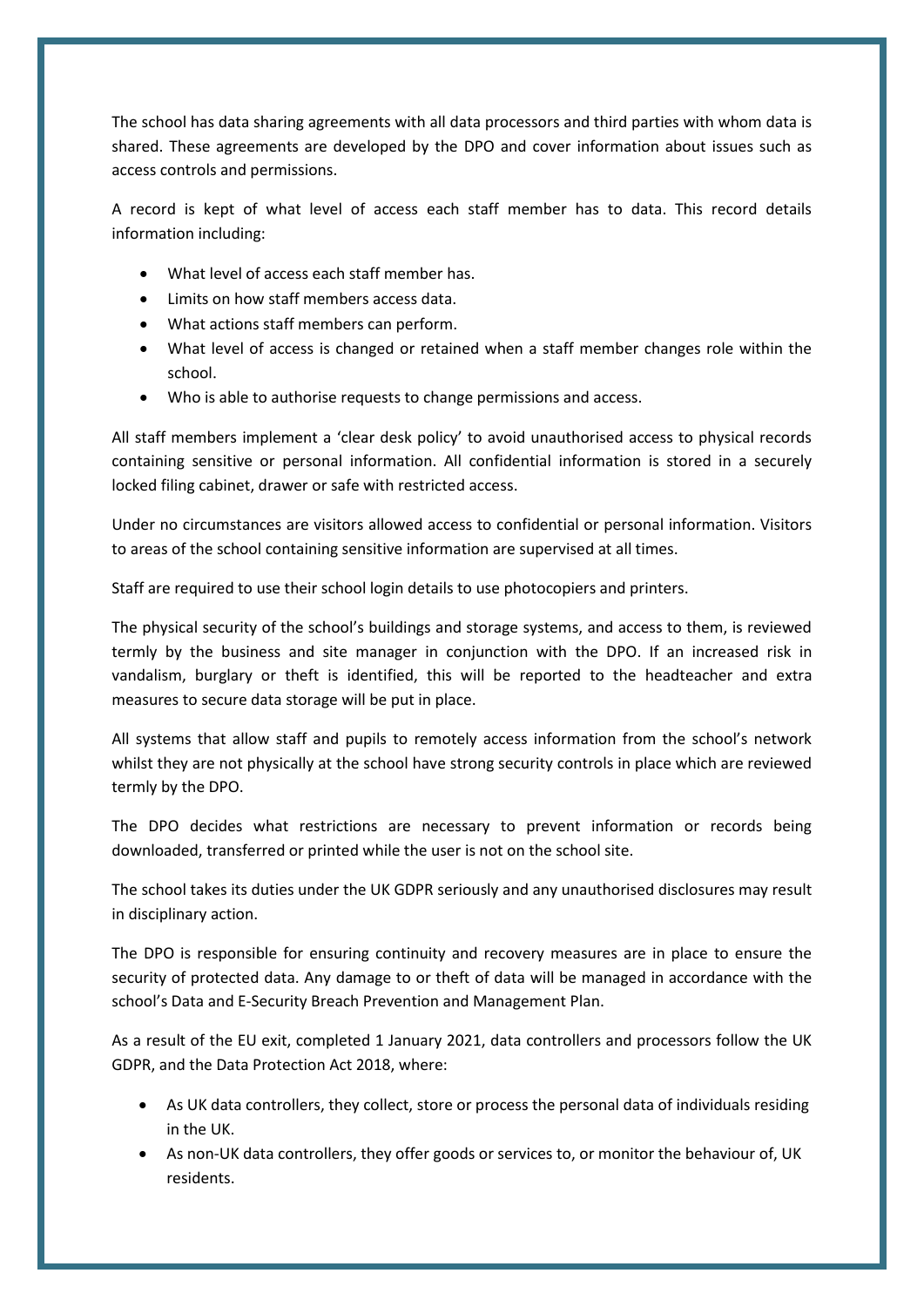The school has data sharing agreements with all data processors and third parties with whom data is shared. These agreements are developed by the DPO and cover information about issues such as access controls and permissions.

A record is kept of what level of access each staff member has to data. This record details information including:

- What level of access each staff member has.
- Limits on how staff members access data.
- What actions staff members can perform.
- What level of access is changed or retained when a staff member changes role within the school.
- Who is able to authorise requests to change permissions and access.

All staff members implement a 'clear desk policy' to avoid unauthorised access to physical records containing sensitive or personal information. All confidential information is stored in a securely locked filing cabinet, drawer or safe with restricted access.

Under no circumstances are visitors allowed access to confidential or personal information. Visitors to areas of the school containing sensitive information are supervised at all times.

Staff are required to use their school login details to use photocopiers and printers.

The physical security of the school's buildings and storage systems, and access to them, is reviewed termly by the business and site manager in conjunction with the DPO. If an increased risk in vandalism, burglary or theft is identified, this will be reported to the headteacher and extra measures to secure data storage will be put in place.

All systems that allow staff and pupils to remotely access information from the school's network whilst they are not physically at the school have strong security controls in place which are reviewed termly by the DPO.

The DPO decides what restrictions are necessary to prevent information or records being downloaded, transferred or printed while the user is not on the school site.

The school takes its duties under the UK GDPR seriously and any unauthorised disclosures may result in disciplinary action.

The DPO is responsible for ensuring continuity and recovery measures are in place to ensure the security of protected data. Any damage to or theft of data will be managed in accordance with the school's Data and E-Security Breach Prevention and Management Plan.

As a result of the EU exit, completed 1 January 2021, data controllers and processors follow the UK GDPR, and the Data Protection Act 2018, where:

- As UK data controllers, they collect, store or process the personal data of individuals residing in the UK.
- As non-UK data controllers, they offer goods or services to, or monitor the behaviour of, UK residents.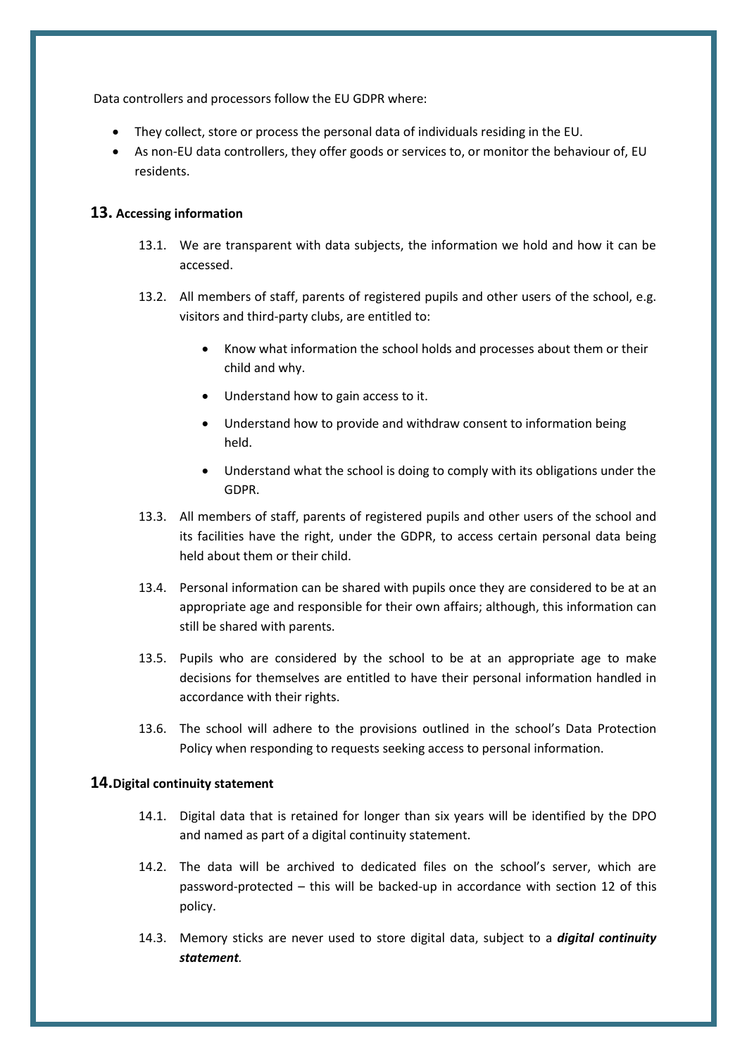Data controllers and processors follow the EU GDPR where:

- They collect, store or process the personal data of individuals residing in the EU.
- As non-EU data controllers, they offer goods or services to, or monitor the behaviour of, EU residents.

## 13. Accessing information

13.1. We are transparent with data subjects, the information we hold and how it can be accessed.

13.2. All members of staff, parents of registered pupils and other users of the school, e.g. visitors and third-party clubs, are entitled to:

- Know what information the school holds and processes about them or their child and why.
- Understand how to gain access to it.
- Understand how to provide and withdraw consent to information being held.
- Understand what the school is doing to comply with its obligations under the GDPR.

13.3. All members of staff, parents of registered pupils and other users of the school and its facilities have the right, under the GDPR, to access certain personal data being held about them or their child.

13.4. Personal information can be shared with pupils once they are considered to be at an appropriate age and responsible for their own affairs; although, this information can still be shared with parents.

13.5. Pupils who are considered by the school to be at an appropriate age to make decisions for themselves are entitled to have their personal information handled in accordance with their rights.

13.6. The school will adhere to the provisions outlined in the school's Data Protection Policy when responding to requests seeking access to personal information.

## 14. Digital continuity statement

14.1. Digital data that is retained for longer than six years will be identified by the DPO and named as part of a digital continuity statement.

14.2. The data will be archived to dedicated files on the school's server, which are password-protected – this will be backed-up in accordance with section 12 of this policy.

14.3. Memory sticks are never used to store digital data, subject to a ***digital continuity statement***.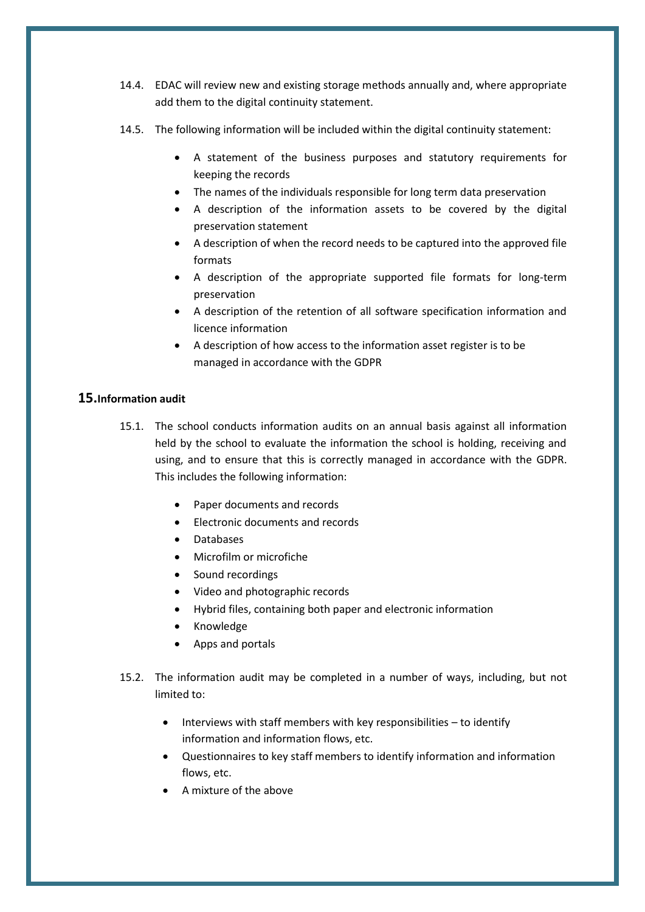14.4. EDAC will review new and existing storage methods annually and, where appropriate add them to the digital continuity statement.

14.5. The following information will be included within the digital continuity statement:

- A statement of the business purposes and statutory requirements for keeping the records
- The names of the individuals responsible for long term data preservation
- A description of the information assets to be covered by the digital preservation statement
- A description of when the record needs to be captured into the approved file formats
- A description of the appropriate supported file formats for long-term preservation
- A description of the retention of all software specification information and licence information
- A description of how access to the information asset register is to be managed in accordance with the GDPR

## 15. Information audit

15.1. The school conducts information audits on an annual basis against all information held by the school to evaluate the information the school is holding, receiving and using, and to ensure that this is correctly managed in accordance with the GDPR. This includes the following information:

- Paper documents and records
- Electronic documents and records
- Databases
- Microfilm or microfiche
- Sound recordings
- Video and photographic records
- Hybrid files, containing both paper and electronic information
- Knowledge
- Apps and portals

15.2. The information audit may be completed in a number of ways, including, but not limited to:

- Interviews with staff members with key responsibilities – to identify information and information flows, etc.
- Questionnaires to key staff members to identify information and information flows, etc.
- A mixture of the above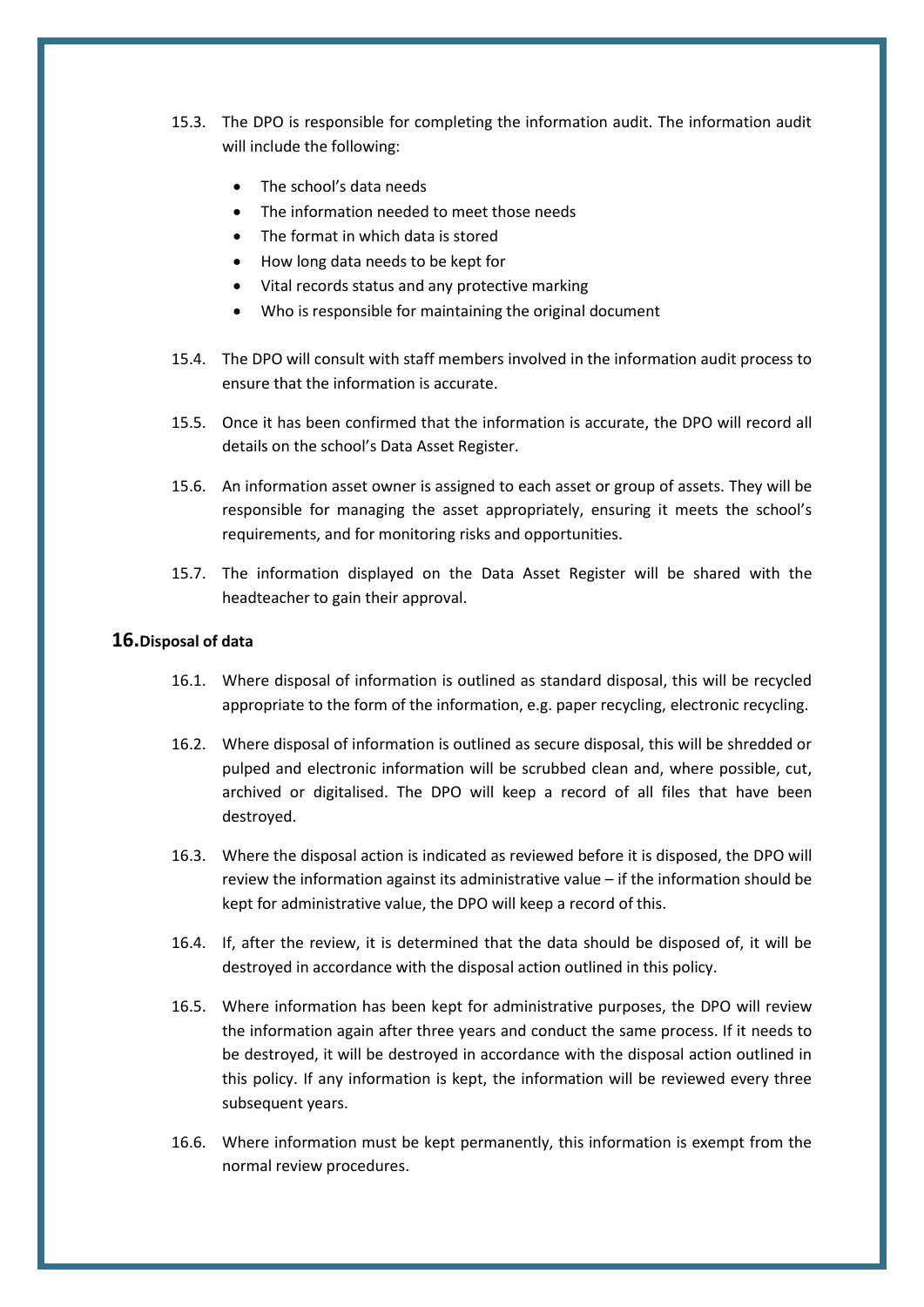15.3. The DPO is responsible for completing the information audit. The information audit will include the following:

- The school's data needs
- The information needed to meet those needs
- The format in which data is stored
- How long data needs to be kept for
- Vital records status and any protective marking
- Who is responsible for maintaining the original document

15.4. The DPO will consult with staff members involved in the information audit process to ensure that the information is accurate.

15.5. Once it has been confirmed that the information is accurate, the DPO will record all details on the school's Data Asset Register.

15.6. An information asset owner is assigned to each asset or group of assets. They will be responsible for managing the asset appropriately, ensuring it meets the school's requirements, and for monitoring risks and opportunities.

15.7. The information displayed on the Data Asset Register will be shared with the headteacher to gain their approval.

## 16. Disposal of data

16.1. Where disposal of information is outlined as standard disposal, this will be recycled appropriate to the form of the information, e.g. paper recycling, electronic recycling.

16.2. Where disposal of information is outlined as secure disposal, this will be shredded or pulped and electronic information will be scrubbed clean and, where possible, cut, archived or digitalised. The DPO will keep a record of all files that have been destroyed.

16.3. Where the disposal action is indicated as reviewed before it is disposed, the DPO will review the information against its administrative value – if the information should be kept for administrative value, the DPO will keep a record of this.

16.4. If, after the review, it is determined that the data should be disposed of, it will be destroyed in accordance with the disposal action outlined in this policy.

16.5. Where information has been kept for administrative purposes, the DPO will review the information again after three years and conduct the same process. If it needs to be destroyed, it will be destroyed in accordance with the disposal action outlined in this policy. If any information is kept, the information will be reviewed every three subsequent years.

16.6. Where information must be kept permanently, this information is exempt from the normal review procedures.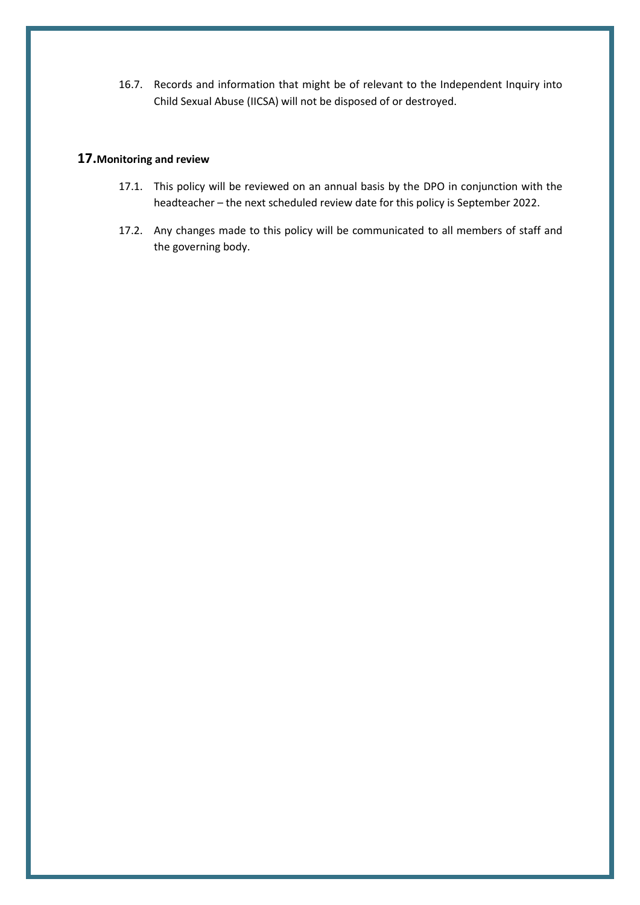16.7. Records and information that might be of relevant to the Independent Inquiry into Child Sexual Abuse (IICSA) will not be disposed of or destroyed.

## 17. Monitoring and review

17.1. This policy will be reviewed on an annual basis by the DPO in conjunction with the headteacher – the next scheduled review date for this policy is September 2022.

17.2. Any changes made to this policy will be communicated to all members of staff and the governing body.